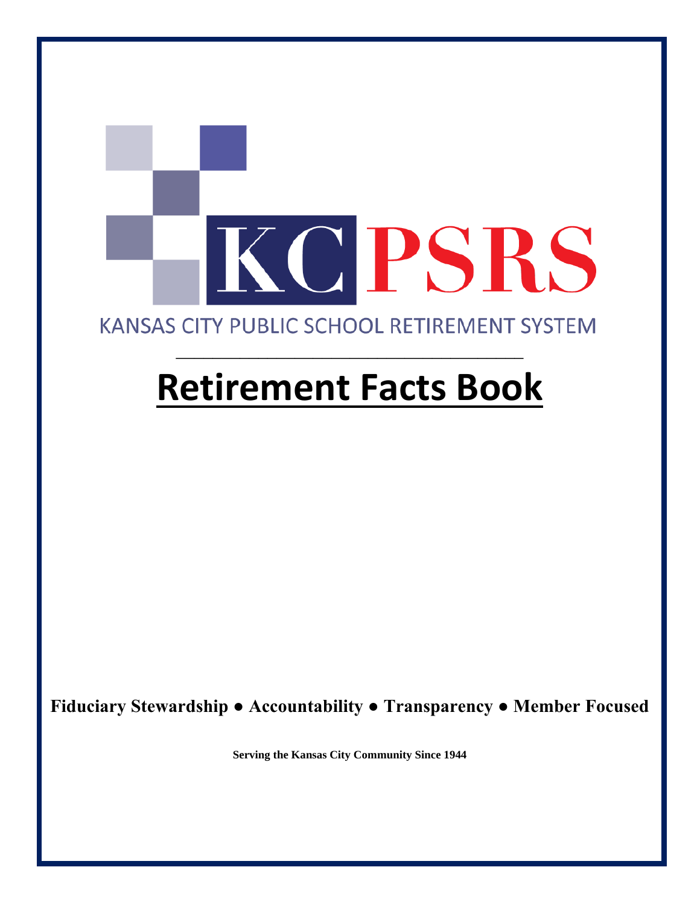# KCPSRS

KANSAS CITY PUBLIC SCHOOL RETIREMENT SYSTEM

# Retirement Facts Book

**Fiduciary Stewardship ● Accountability ● Transparency ● Member Focused**

**Serving the Kansas City Community Since 1944**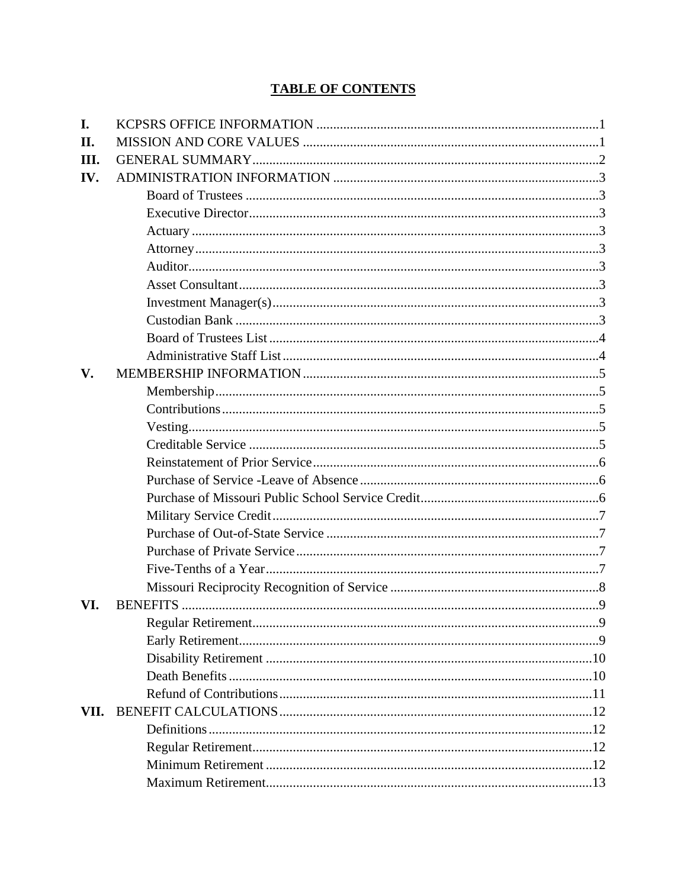# TABLE OF CONTENTS

| | | |
|---|---|---|
| **I.** | KCPSRS OFFICE INFORMATION | 1 |
| **II.** | MISSION AND CORE VALUES | 1 |
| **III.** | GENERAL SUMMARY | 2 |
| **IV.** | ADMINISTRATION INFORMATION | 3 |
| | Board of Trustees | 3 |
| | Executive Director | 3 |
| | Actuary | 3 |
| | Attorney | 3 |
| | Auditor | 3 |
| | Asset Consultant | 3 |
| | Investment Manager(s) | 3 |
| | Custodian Bank | 3 |
| | Board of Trustees List | 4 |
| | Administrative Staff List | 4 |
| **V.** | MEMBERSHIP INFORMATION | 5 |
| | Membership | 5 |
| | Contributions | 5 |
| | Vesting | 5 |
| | Creditable Service | 5 |
| | Reinstatement of Prior Service | 6 |
| | Purchase of Service -Leave of Absence | 6 |
| | Purchase of Missouri Public School Service Credit | 6 |
| | Military Service Credit | 7 |
| | Purchase of Out-of-State Service | 7 |
| | Purchase of Private Service | 7 |
| | Five-Tenths of a Year | 7 |
| | Missouri Reciprocity Recognition of Service | 8 |
| **VI.** | BENEFITS | 9 |
| | Regular Retirement | 9 |
| | Early Retirement | 9 |
| | Disability Retirement | 10 |
| | Death Benefits | 10 |
| | Refund of Contributions | 11 |
| **VII.** | BENEFIT CALCULATIONS | 12 |
| | Definitions | 12 |
| | Regular Retirement | 12 |
| | Minimum Retirement | 12 |
| | Maximum Retirement | 13 |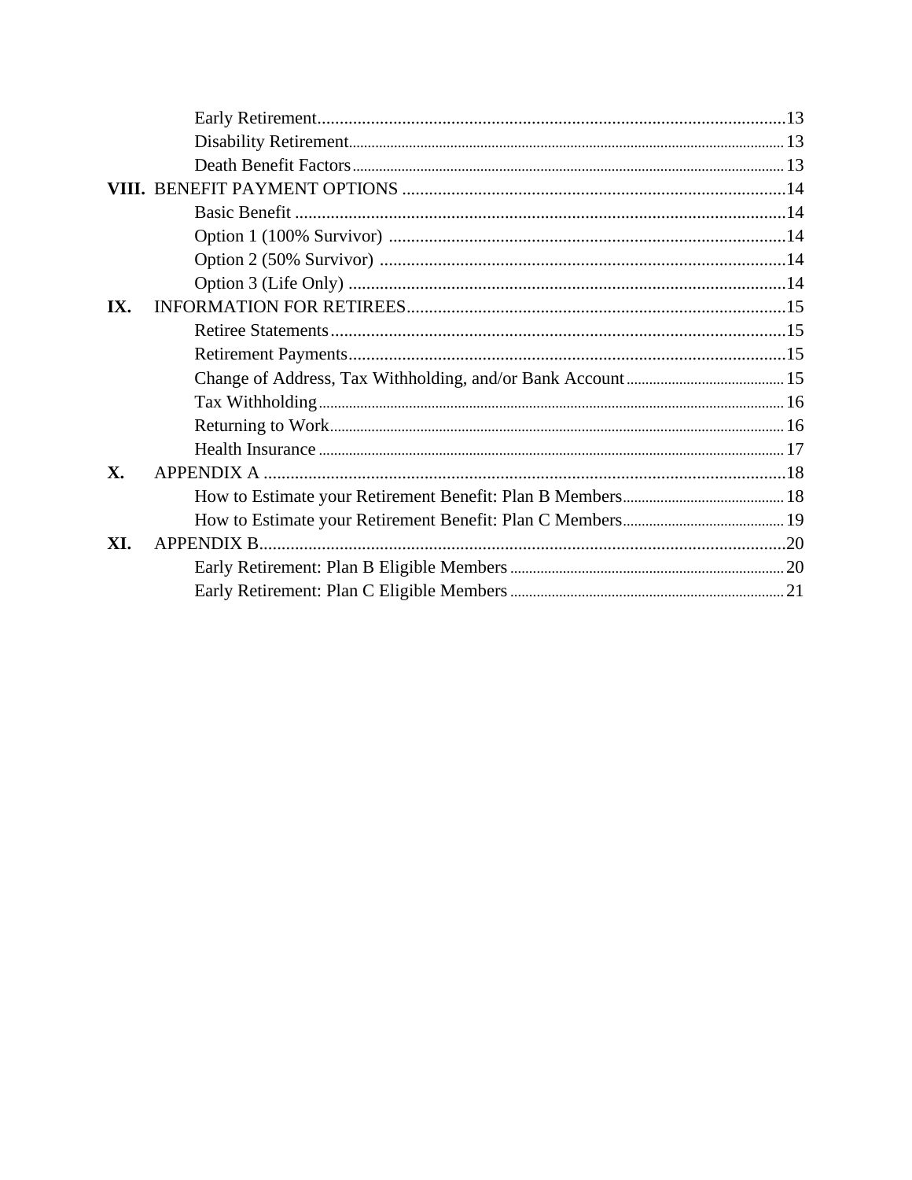- Early Retirement ........ 13
- Disability Retirement ........ 13
- Death Benefit Factors ........ 13

**VIII.** BENEFIT PAYMENT OPTIONS ........ 14

- Basic Benefit ........ 14
- Option 1 (100% Survivor) ........ 14
- Option 2 (50% Survivor) ........ 14
- Option 3 (Life Only) ........ 14

**IX.** INFORMATION FOR RETIREES ........ 15

- Retiree Statements ........ 15
- Retirement Payments ........ 15
- Change of Address, Tax Withholding, and/or Bank Account ........ 15
- Tax Withholding ........ 16
- Returning to Work ........ 16
- Health Insurance ........ 17

**X.** APPENDIX A ........ 18

- How to Estimate your Retirement Benefit: Plan B Members ........ 18
- How to Estimate your Retirement Benefit: Plan C Members ........ 19

**XI.** APPENDIX B ........ 20

- Early Retirement: Plan B Eligible Members ........ 20
- Early Retirement: Plan C Eligible Members ........ 21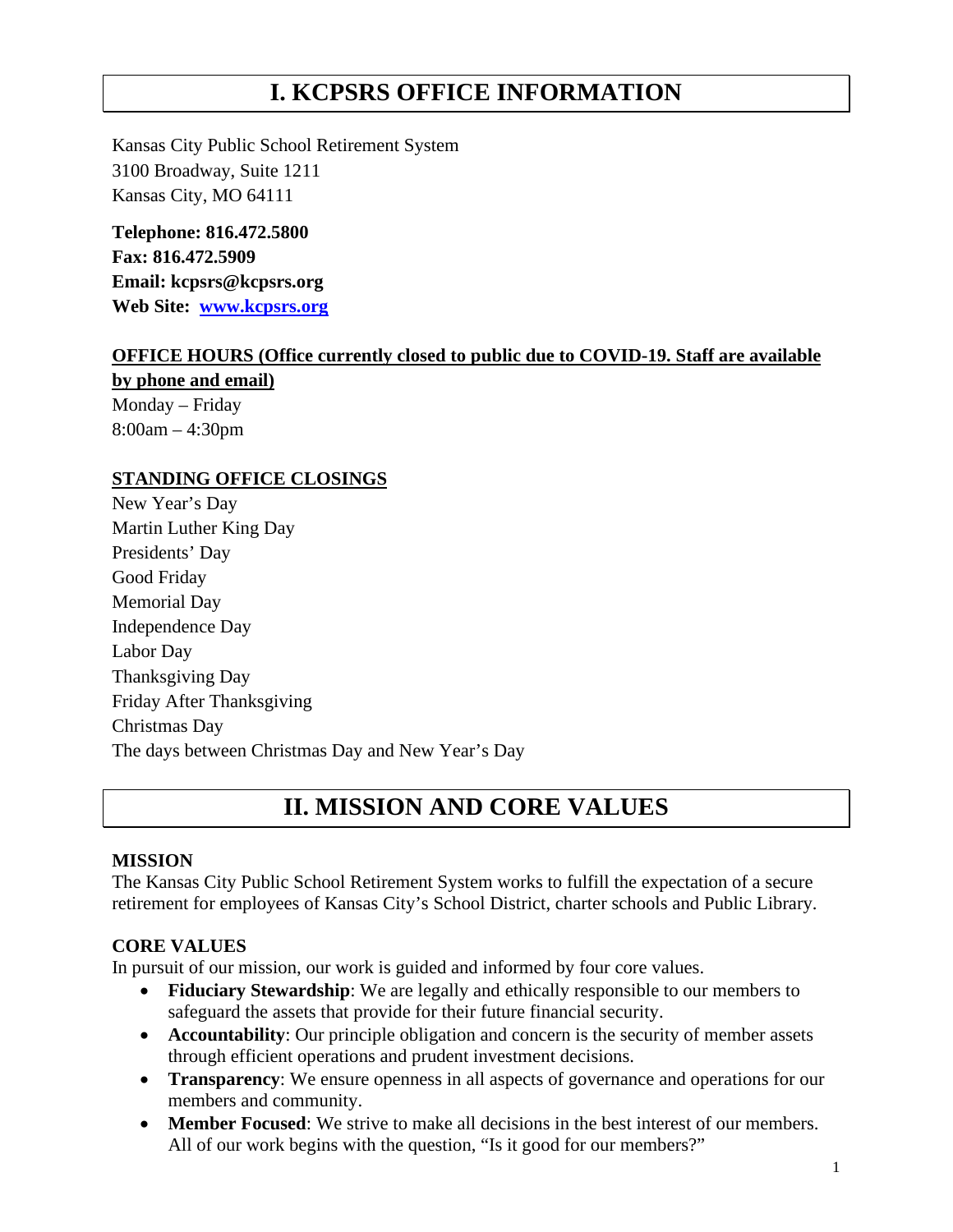# I. KCPSRS OFFICE INFORMATION

Kansas City Public School Retirement System
3100 Broadway, Suite 1211
Kansas City, MO 64111

**Telephone: 816.472.5800**
**Fax: 816.472.5909**
**Email: kcpsrs@kcpsrs.org**
**Web Site: [www.kcpsrs.org](http://www.kcpsrs.org)**

**OFFICE HOURS (Office currently closed to public due to COVID-19. Staff are available by phone and email)**

Monday – Friday
8:00am – 4:30pm

**STANDING OFFICE CLOSINGS**

New Year's Day
Martin Luther King Day
Presidents' Day
Good Friday
Memorial Day
Independence Day
Labor Day
Thanksgiving Day
Friday After Thanksgiving
Christmas Day
The days between Christmas Day and New Year's Day

# II. MISSION AND CORE VALUES

### MISSION

The Kansas City Public School Retirement System works to fulfill the expectation of a secure retirement for employees of Kansas City's School District, charter schools and Public Library.

### CORE VALUES

In pursuit of our mission, our work is guided and informed by four core values.

- **Fiduciary Stewardship**: We are legally and ethically responsible to our members to safeguard the assets that provide for their future financial security.
- **Accountability**: Our principle obligation and concern is the security of member assets through efficient operations and prudent investment decisions.
- **Transparency**: We ensure openness in all aspects of governance and operations for our members and community.
- **Member Focused**: We strive to make all decisions in the best interest of our members. All of our work begins with the question, "Is it good for our members?"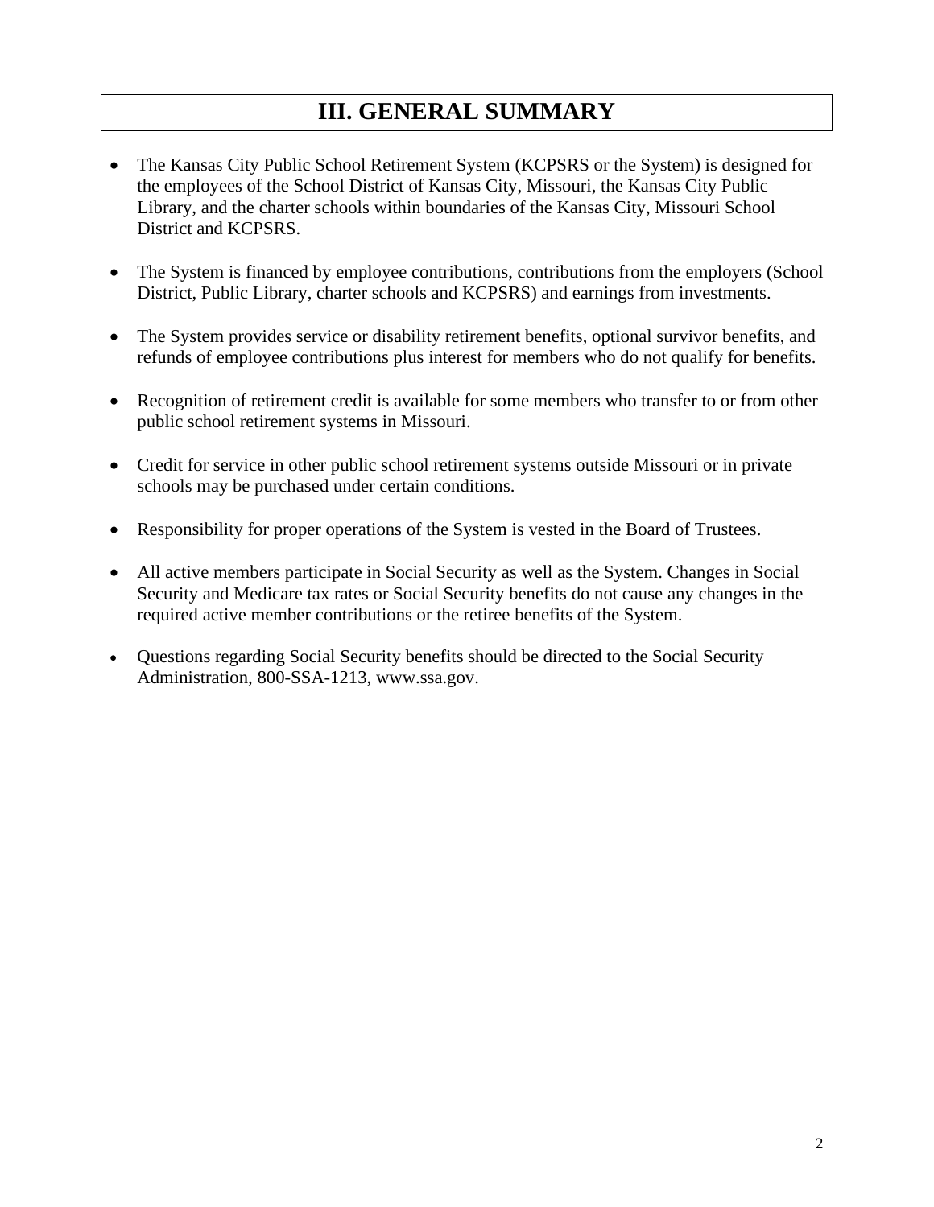# III. GENERAL SUMMARY

- The Kansas City Public School Retirement System (KCPSRS or the System) is designed for the employees of the School District of Kansas City, Missouri, the Kansas City Public Library, and the charter schools within boundaries of the Kansas City, Missouri School District and KCPSRS.

- The System is financed by employee contributions, contributions from the employers (School District, Public Library, charter schools and KCPSRS) and earnings from investments.

- The System provides service or disability retirement benefits, optional survivor benefits, and refunds of employee contributions plus interest for members who do not qualify for benefits.

- Recognition of retirement credit is available for some members who transfer to or from other public school retirement systems in Missouri.

- Credit for service in other public school retirement systems outside Missouri or in private schools may be purchased under certain conditions.

- Responsibility for proper operations of the System is vested in the Board of Trustees.

- All active members participate in Social Security as well as the System. Changes in Social Security and Medicare tax rates or Social Security benefits do not cause any changes in the required active member contributions or the retiree benefits of the System.

- Questions regarding Social Security benefits should be directed to the Social Security Administration, 800-SSA-1213, www.ssa.gov.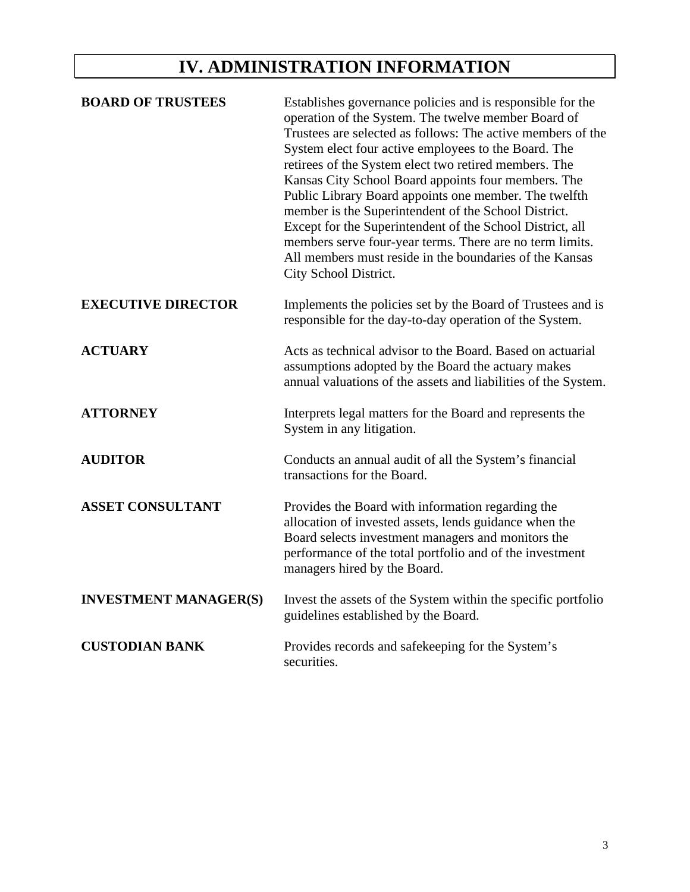# IV. ADMINISTRATION INFORMATION

**BOARD OF TRUSTEES**

Establishes governance policies and is responsible for the operation of the System. The twelve member Board of Trustees are selected as follows: The active members of the System elect four active employees to the Board. The retirees of the System elect two retired members. The Kansas City School Board appoints four members. The Public Library Board appoints one member. The twelfth member is the Superintendent of the School District. Except for the Superintendent of the School District, all members serve four-year terms. There are no term limits. All members must reside in the boundaries of the Kansas City School District.

**EXECUTIVE DIRECTOR**

Implements the policies set by the Board of Trustees and is responsible for the day-to-day operation of the System.

**ACTUARY**

Acts as technical advisor to the Board. Based on actuarial assumptions adopted by the Board the actuary makes annual valuations of the assets and liabilities of the System.

**ATTORNEY**

Interprets legal matters for the Board and represents the System in any litigation.

**AUDITOR**

Conducts an annual audit of all the System's financial transactions for the Board.

**ASSET CONSULTANT**

Provides the Board with information regarding the allocation of invested assets, lends guidance when the Board selects investment managers and monitors the performance of the total portfolio and of the investment managers hired by the Board.

**INVESTMENT MANAGER(S)**

Invest the assets of the System within the specific portfolio guidelines established by the Board.

**CUSTODIAN BANK**

Provides records and safekeeping for the System's securities.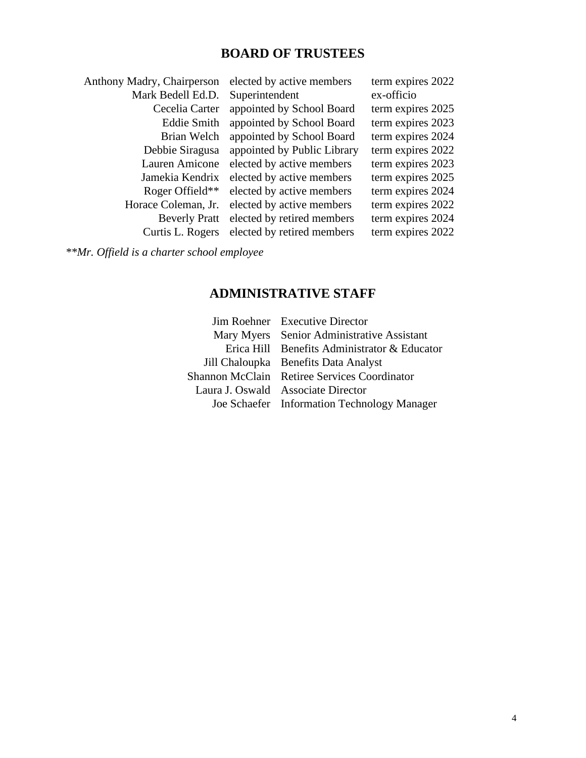## BOARD OF TRUSTEES

| | | |
|---|---|---|
| Anthony Madry, Chairperson | elected by active members | term expires 2022 |
| Mark Bedell Ed.D. | Superintendent | ex-officio |
| Cecelia Carter | appointed by School Board | term expires 2025 |
| Eddie Smith | appointed by School Board | term expires 2023 |
| Brian Welch | appointed by School Board | term expires 2024 |
| Debbie Siragusa | appointed by Public Library | term expires 2022 |
| Lauren Amicone | elected by active members | term expires 2023 |
| Jamekia Kendrix | elected by active members | term expires 2025 |
| Roger Offield** | elected by active members | term expires 2024 |
| Horace Coleman, Jr. | elected by active members | term expires 2022 |
| Beverly Pratt | elected by retired members | term expires 2024 |
| Curtis L. Rogers | elected by retired members | term expires 2022 |

*\*\*Mr. Offield is a charter school employee*

## ADMINISTRATIVE STAFF

| | |
|---|---|
| Jim Roehner | Executive Director |
| Mary Myers | Senior Administrative Assistant |
| Erica Hill | Benefits Administrator & Educator |
| Jill Chaloupka | Benefits Data Analyst |
| Shannon McClain | Retiree Services Coordinator |
| Laura J. Oswald | Associate Director |
| Joe Schaefer | Information Technology Manager |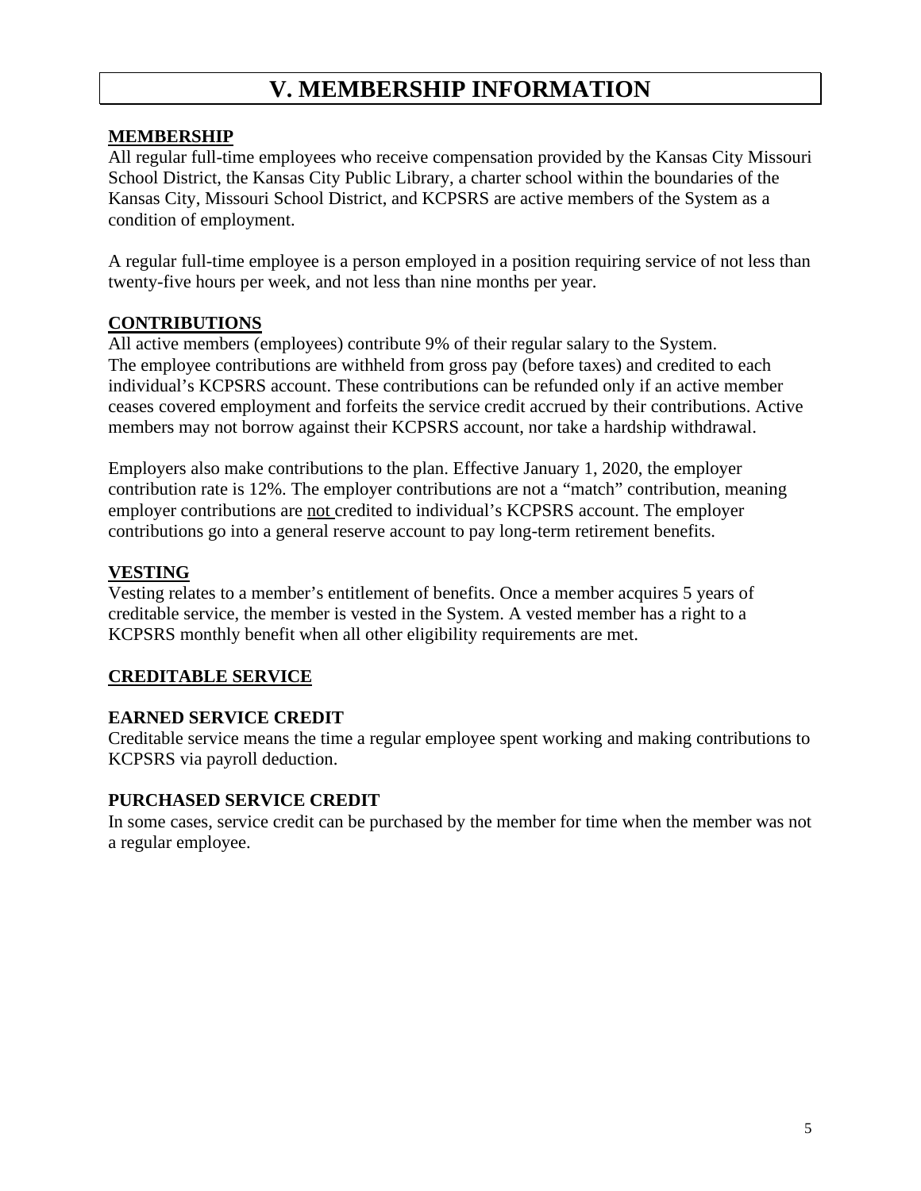# V. MEMBERSHIP INFORMATION

## MEMBERSHIP

All regular full-time employees who receive compensation provided by the Kansas City Missouri School District, the Kansas City Public Library, a charter school within the boundaries of the Kansas City, Missouri School District, and KCPSRS are active members of the System as a condition of employment.

A regular full-time employee is a person employed in a position requiring service of not less than twenty-five hours per week, and not less than nine months per year.

## CONTRIBUTIONS

All active members (employees) contribute 9% of their regular salary to the System. The employee contributions are withheld from gross pay (before taxes) and credited to each individual's KCPSRS account. These contributions can be refunded only if an active member ceases covered employment and forfeits the service credit accrued by their contributions. Active members may not borrow against their KCPSRS account, nor take a hardship withdrawal.

Employers also make contributions to the plan. Effective January 1, 2020, the employer contribution rate is 12%. The employer contributions are not a "match" contribution, meaning employer contributions are not credited to individual's KCPSRS account. The employer contributions go into a general reserve account to pay long-term retirement benefits.

## VESTING

Vesting relates to a member's entitlement of benefits. Once a member acquires 5 years of creditable service, the member is vested in the System. A vested member has a right to a KCPSRS monthly benefit when all other eligibility requirements are met.

## CREDITABLE SERVICE

### EARNED SERVICE CREDIT

Creditable service means the time a regular employee spent working and making contributions to KCPSRS via payroll deduction.

### PURCHASED SERVICE CREDIT

In some cases, service credit can be purchased by the member for time when the member was not a regular employee.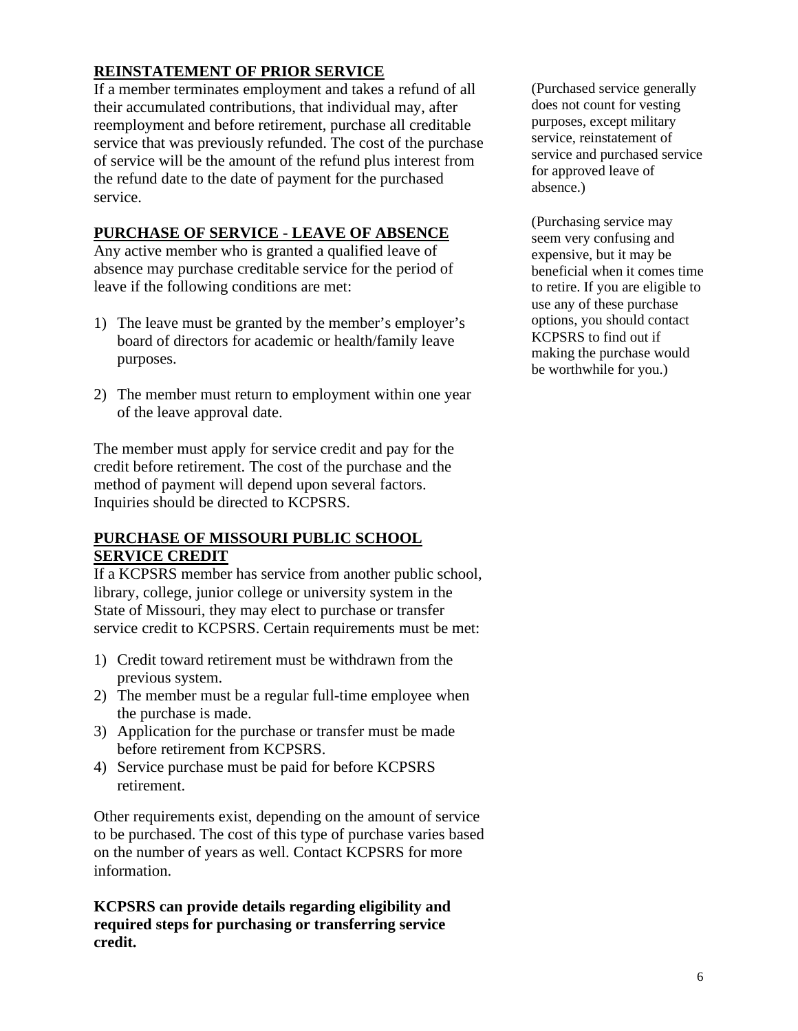## REINSTATEMENT OF PRIOR SERVICE

If a member terminates employment and takes a refund of all their accumulated contributions, that individual may, after reemployment and before retirement, purchase all creditable service that was previously refunded. The cost of the purchase of service will be the amount of the refund plus interest from the refund date to the date of payment for the purchased service.

(Purchased service generally does not count for vesting purposes, except military service, reinstatement of service and purchased service for approved leave of absence.)

## PURCHASE OF SERVICE - LEAVE OF ABSENCE

Any active member who is granted a qualified leave of absence may purchase creditable service for the period of leave if the following conditions are met:

1) The leave must be granted by the member's employer's board of directors for academic or health/family leave purposes.

2) The member must return to employment within one year of the leave approval date.

The member must apply for service credit and pay for the credit before retirement. The cost of the purchase and the method of payment will depend upon several factors. Inquiries should be directed to KCPSRS.

(Purchasing service may seem very confusing and expensive, but it may be beneficial when it comes time to retire. If you are eligible to use any of these purchase options, you should contact KCPSRS to find out if making the purchase would be worthwhile for you.)

## PURCHASE OF MISSOURI PUBLIC SCHOOL SERVICE CREDIT

If a KCPSRS member has service from another public school, library, college, junior college or university system in the State of Missouri, they may elect to purchase or transfer service credit to KCPSRS. Certain requirements must be met:

1) Credit toward retirement must be withdrawn from the previous system.
2) The member must be a regular full-time employee when the purchase is made.
3) Application for the purchase or transfer must be made before retirement from KCPSRS.
4) Service purchase must be paid for before KCPSRS retirement.

Other requirements exist, depending on the amount of service to be purchased. The cost of this type of purchase varies based on the number of years as well. Contact KCPSRS for more information.

**KCPSRS can provide details regarding eligibility and required steps for purchasing or transferring service credit.**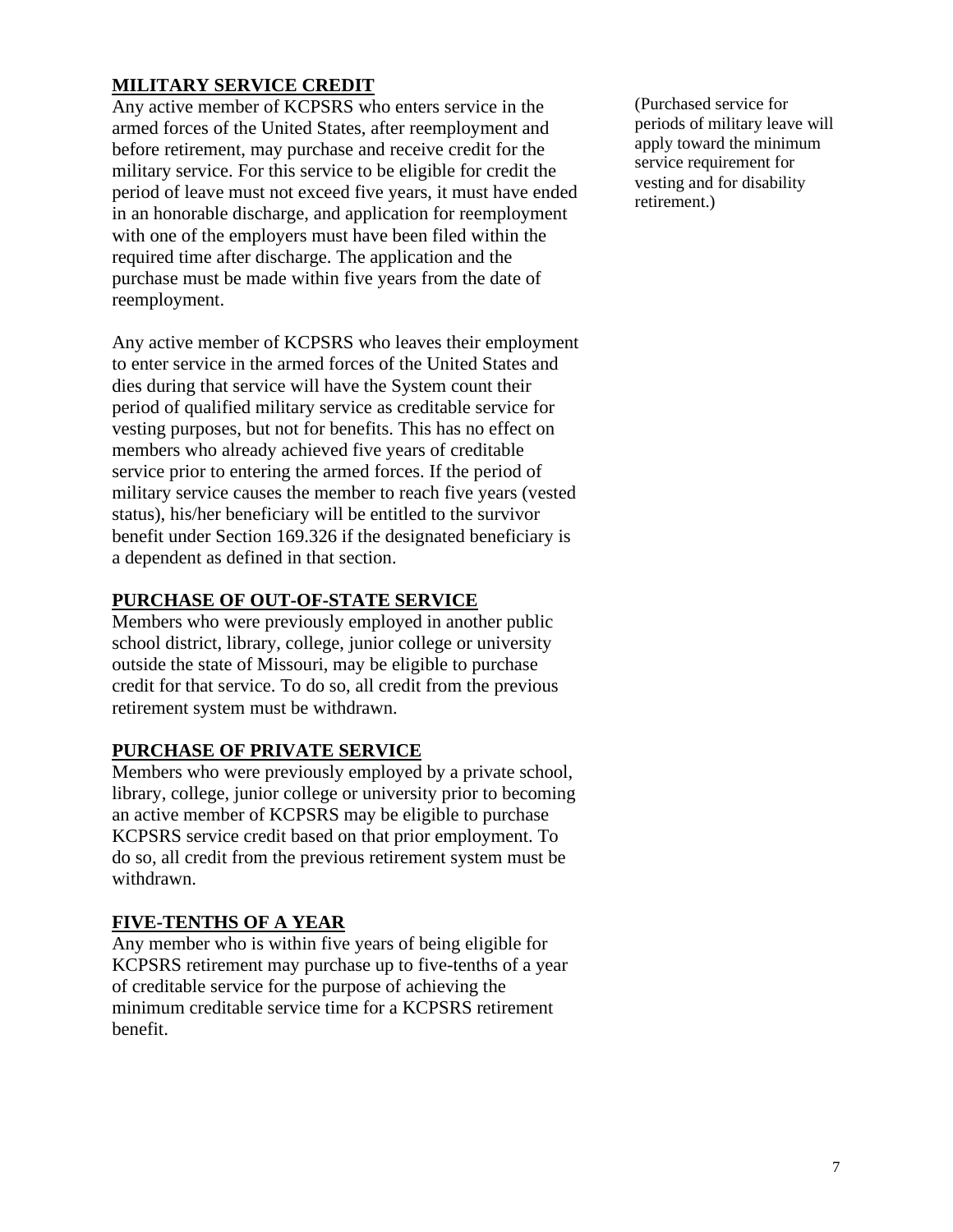## MILITARY SERVICE CREDIT

Any active member of KCPSRS who enters service in the armed forces of the United States, after reemployment and before retirement, may purchase and receive credit for the military service. For this service to be eligible for credit the period of leave must not exceed five years, it must have ended in an honorable discharge, and application for reemployment with one of the employers must have been filed within the required time after discharge. The application and the purchase must be made within five years from the date of reemployment.

(Purchased service for periods of military leave will apply toward the minimum service requirement for vesting and for disability retirement.)

Any active member of KCPSRS who leaves their employment to enter service in the armed forces of the United States and dies during that service will have the System count their period of qualified military service as creditable service for vesting purposes, but not for benefits. This has no effect on members who already achieved five years of creditable service prior to entering the armed forces. If the period of military service causes the member to reach five years (vested status), his/her beneficiary will be entitled to the survivor benefit under Section 169.326 if the designated beneficiary is a dependent as defined in that section.

## PURCHASE OF OUT-OF-STATE SERVICE

Members who were previously employed in another public school district, library, college, junior college or university outside the state of Missouri, may be eligible to purchase credit for that service. To do so, all credit from the previous retirement system must be withdrawn.

## PURCHASE OF PRIVATE SERVICE

Members who were previously employed by a private school, library, college, junior college or university prior to becoming an active member of KCPSRS may be eligible to purchase KCPSRS service credit based on that prior employment. To do so, all credit from the previous retirement system must be withdrawn.

## FIVE-TENTHS OF A YEAR

Any member who is within five years of being eligible for KCPSRS retirement may purchase up to five-tenths of a year of creditable service for the purpose of achieving the minimum creditable service time for a KCPSRS retirement benefit.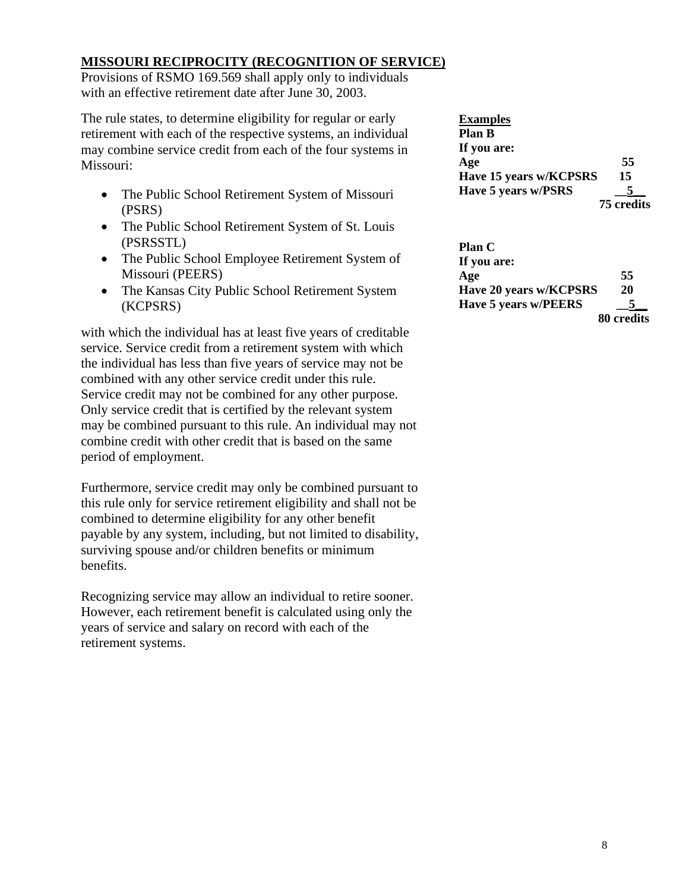## MISSOURI RECIPROCITY (RECOGNITION OF SERVICE)

Provisions of RSMO 169.569 shall apply only to individuals with an effective retirement date after June 30, 2003.

The rule states, to determine eligibility for regular or early retirement with each of the respective systems, an individual may combine service credit from each of the four systems in Missouri:

- The Public School Retirement System of Missouri (PSRS)
- The Public School Retirement System of St. Louis (PSRSSTL)
- The Public School Employee Retirement System of Missouri (PEERS)
- The Kansas City Public School Retirement System (KCPSRS)

with which the individual has at least five years of creditable service. Service credit from a retirement system with which the individual has less than five years of service may not be combined with any other service credit under this rule. Service credit may not be combined for any other purpose. Only service credit that is certified by the relevant system may be combined pursuant to this rule. An individual may not combine credit with other credit that is based on the same period of employment.

Furthermore, service credit may only be combined pursuant to this rule only for service retirement eligibility and shall not be combined to determine eligibility for any other benefit payable by any system, including, but not limited to disability, surviving spouse and/or children benefits or minimum benefits.

Recognizing service may allow an individual to retire sooner. However, each retirement benefit is calculated using only the years of service and salary on record with each of the retirement systems.

**Examples**

**Plan B**
**If you are:**

| | |
|---|---|
| **Age** | **55** |
| **Have 15 years w/KCPSRS** | **15** |
| **Have 5 years w/PSRS** | **5** |
| | **75 credits** |

**Plan C**
**If you are:**

| | |
|---|---|
| **Age** | **55** |
| **Have 20 years w/KCPSRS** | **20** |
| **Have 5 years w/PEERS** | **5** |
| | **80 credits** |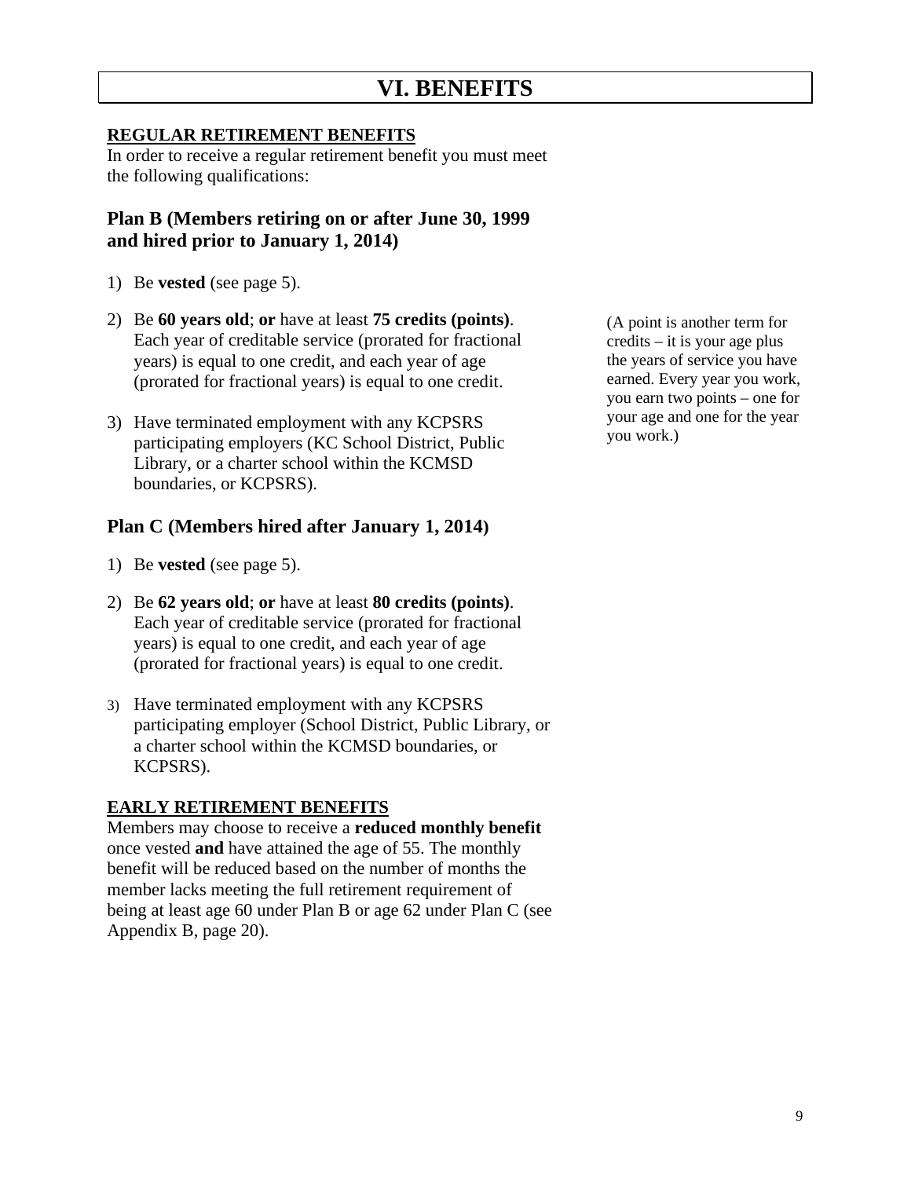# VI. BENEFITS

**REGULAR RETIREMENT BENEFITS**

In order to receive a regular retirement benefit you must meet the following qualifications:

### Plan B (Members retiring on or after June 30, 1999 and hired prior to January 1, 2014)

1) Be **vested** (see page 5).

2) Be **60 years old**; **or** have at least **75 credits (points)**. Each year of creditable service (prorated for fractional years) is equal to one credit, and each year of age (prorated for fractional years) is equal to one credit.

3) Have terminated employment with any KCPSRS participating employers (KC School District, Public Library, or a charter school within the KCMSD boundaries, or KCPSRS).

(A point is another term for credits – it is your age plus the years of service you have earned. Every year you work, you earn two points – one for your age and one for the year you work.)

### Plan C (Members hired after January 1, 2014)

1) Be **vested** (see page 5).

2) Be **62 years old**; **or** have at least **80 credits (points)**. Each year of creditable service (prorated for fractional years) is equal to one credit, and each year of age (prorated for fractional years) is equal to one credit.

3) Have terminated employment with any KCPSRS participating employer (School District, Public Library, or a charter school within the KCMSD boundaries, or KCPSRS).

**EARLY RETIREMENT BENEFITS**

Members may choose to receive a **reduced monthly benefit** once vested **and** have attained the age of 55. The monthly benefit will be reduced based on the number of months the member lacks meeting the full retirement requirement of being at least age 60 under Plan B or age 62 under Plan C (see Appendix B, page 20).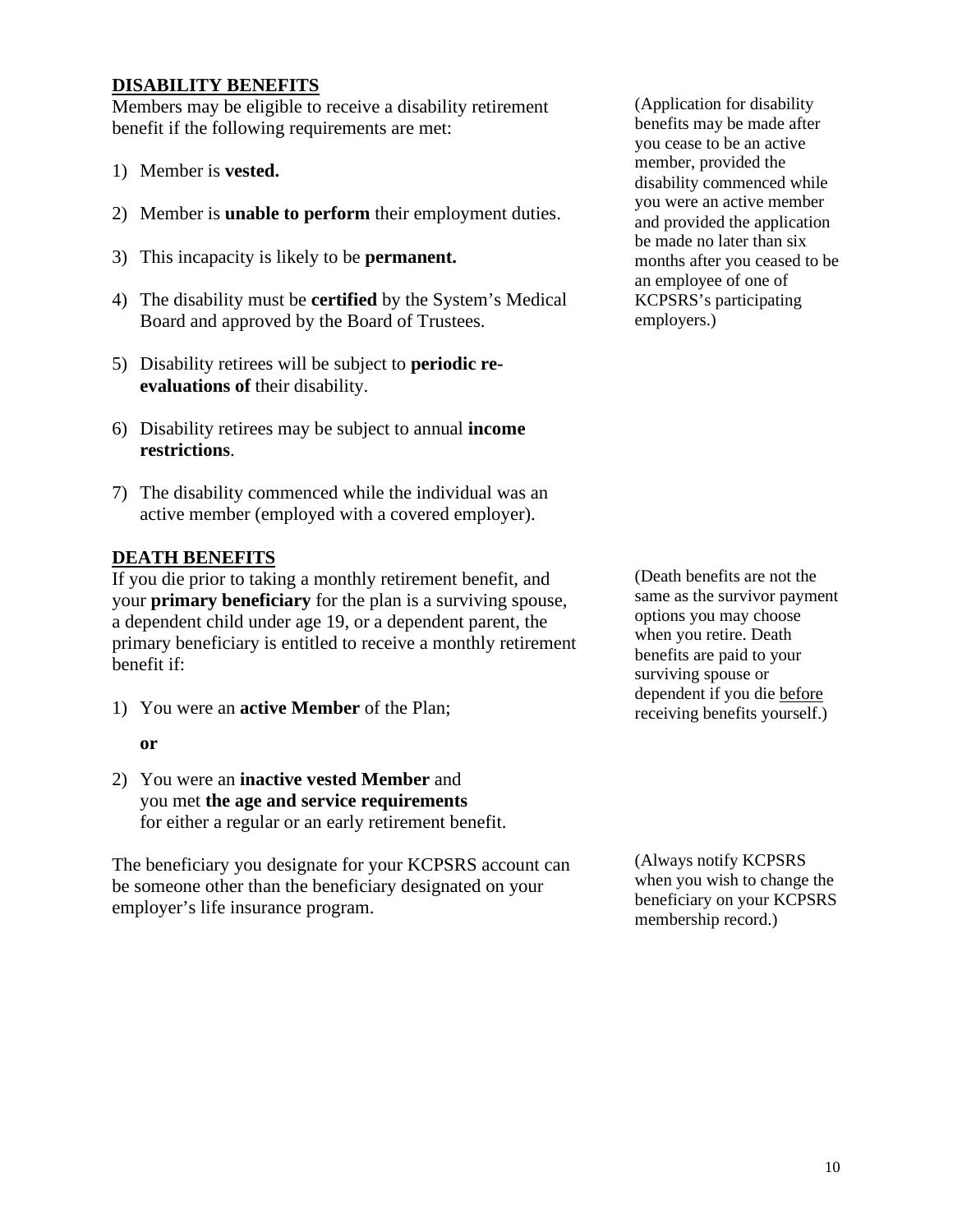## DISABILITY BENEFITS

Members may be eligible to receive a disability retirement benefit if the following requirements are met:

(Application for disability benefits may be made after you cease to be an active member, provided the disability commenced while you were an active member and provided the application be made no later than six months after you ceased to be an employee of one of KCPSRS's participating employers.)

1) Member is **vested.**
2) Member is **unable to perform** their employment duties.
3) This incapacity is likely to be **permanent.**
4) The disability must be **certified** by the System's Medical Board and approved by the Board of Trustees.
5) Disability retirees will be subject to **periodic re-evaluations of** their disability.
6) Disability retirees may be subject to annual **income restrictions**.
7) The disability commenced while the individual was an active member (employed with a covered employer).

## DEATH BENEFITS

If you die prior to taking a monthly retirement benefit, and your **primary beneficiary** for the plan is a surviving spouse, a dependent child under age 19, or a dependent parent, the primary beneficiary is entitled to receive a monthly retirement benefit if:

(Death benefits are not the same as the survivor payment options you may choose when you retire. Death benefits are paid to your surviving spouse or dependent if you die <u>before</u> receiving benefits yourself.)

1) You were an **active Member** of the Plan;

   **or**

2) You were an **inactive vested Member** and you met **the age and service requirements** for either a regular or an early retirement benefit.

The beneficiary you designate for your KCPSRS account can be someone other than the beneficiary designated on your employer's life insurance program.

(Always notify KCPSRS when you wish to change the beneficiary on your KCPSRS membership record.)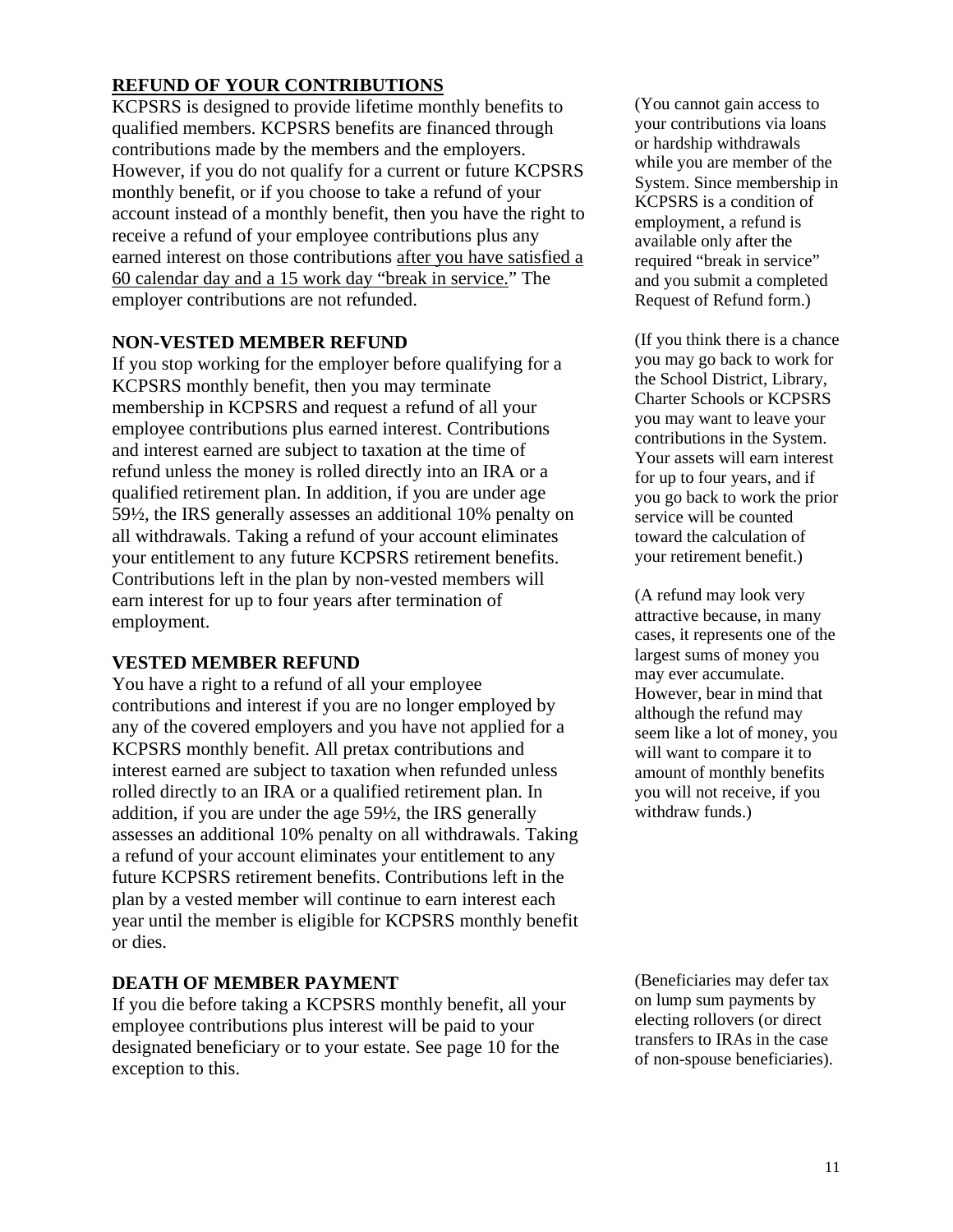## REFUND OF YOUR CONTRIBUTIONS

KCPSRS is designed to provide lifetime monthly benefits to qualified members. KCPSRS benefits are financed through contributions made by the members and the employers. However, if you do not qualify for a current or future KCPSRS monthly benefit, or if you choose to take a refund of your account instead of a monthly benefit, then you have the right to receive a refund of your employee contributions plus any earned interest on those contributions after you have satisfied a 60 calendar day and a 15 work day "break in service." The employer contributions are not refunded.

(You cannot gain access to your contributions via loans or hardship withdrawals while you are member of the System. Since membership in KCPSRS is a condition of employment, a refund is available only after the required "break in service" and you submit a completed Request of Refund form.)

### NON-VESTED MEMBER REFUND

If you stop working for the employer before qualifying for a KCPSRS monthly benefit, then you may terminate membership in KCPSRS and request a refund of all your employee contributions plus earned interest. Contributions and interest earned are subject to taxation at the time of refund unless the money is rolled directly into an IRA or a qualified retirement plan. In addition, if you are under age 59½, the IRS generally assesses an additional 10% penalty on all withdrawals. Taking a refund of your account eliminates your entitlement to any future KCPSRS retirement benefits. Contributions left in the plan by non-vested members will earn interest for up to four years after termination of employment.

(If you think there is a chance you may go back to work for the School District, Library, Charter Schools or KCPSRS you may want to leave your contributions in the System. Your assets will earn interest for up to four years, and if you go back to work the prior service will be counted toward the calculation of your retirement benefit.)

(A refund may look very attractive because, in many cases, it represents one of the largest sums of money you may ever accumulate. However, bear in mind that although the refund may seem like a lot of money, you will want to compare it to amount of monthly benefits you will not receive, if you withdraw funds.)

### VESTED MEMBER REFUND

You have a right to a refund of all your employee contributions and interest if you are no longer employed by any of the covered employers and you have not applied for a KCPSRS monthly benefit. All pretax contributions and interest earned are subject to taxation when refunded unless rolled directly to an IRA or a qualified retirement plan. In addition, if you are under the age 59½, the IRS generally assesses an additional 10% penalty on all withdrawals. Taking a refund of your account eliminates your entitlement to any future KCPSRS retirement benefits. Contributions left in the plan by a vested member will continue to earn interest each year until the member is eligible for KCPSRS monthly benefit or dies.

### DEATH OF MEMBER PAYMENT

If you die before taking a KCPSRS monthly benefit, all your employee contributions plus interest will be paid to your designated beneficiary or to your estate. See page 10 for the exception to this.

(Beneficiaries may defer tax on lump sum payments by electing rollovers (or direct transfers to IRAs in the case of non-spouse beneficiaries).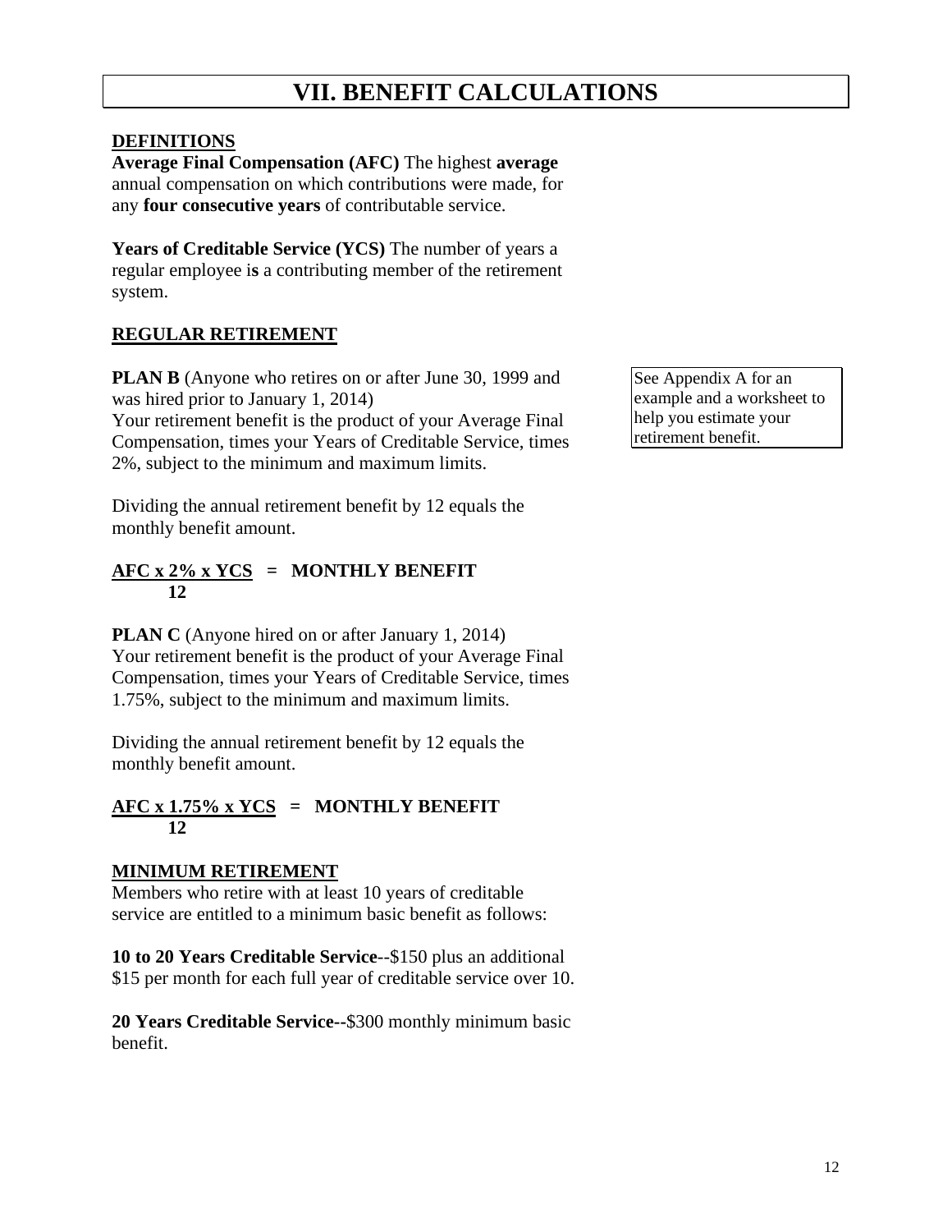# VII. BENEFIT CALCULATIONS

**DEFINITIONS**

**Average Final Compensation (AFC)** The highest **average** annual compensation on which contributions were made, for any **four consecutive years** of contributable service.

**Years of Creditable Service (YCS)** The number of years a regular employee is a contributing member of the retirement system.

**REGULAR RETIREMENT**

See Appendix A for an example and a worksheet to help you estimate your retirement benefit.

**PLAN B** (Anyone who retires on or after June 30, 1999 and was hired prior to January 1, 2014)
Your retirement benefit is the product of your Average Final Compensation, times your Years of Creditable Service, times 2%, subject to the minimum and maximum limits.

Dividing the annual retirement benefit by 12 equals the monthly benefit amount.

$$\frac{\text{AFC x 2\% x YCS}}{12} = \text{MONTHLY BENEFIT}$$

**PLAN C** (Anyone hired on or after January 1, 2014)
Your retirement benefit is the product of your Average Final Compensation, times your Years of Creditable Service, times 1.75%, subject to the minimum and maximum limits.

Dividing the annual retirement benefit by 12 equals the monthly benefit amount.

$$\frac{\text{AFC x 1.75\% x YCS}}{12} = \text{MONTHLY BENEFIT}$$

**MINIMUM RETIREMENT**

Members who retire with at least 10 years of creditable service are entitled to a minimum basic benefit as follows:

**10 to 20 Years Creditable Service**--$150 plus an additional $15 per month for each full year of creditable service over 10.

**20 Years Creditable Service--**$300 monthly minimum basic benefit.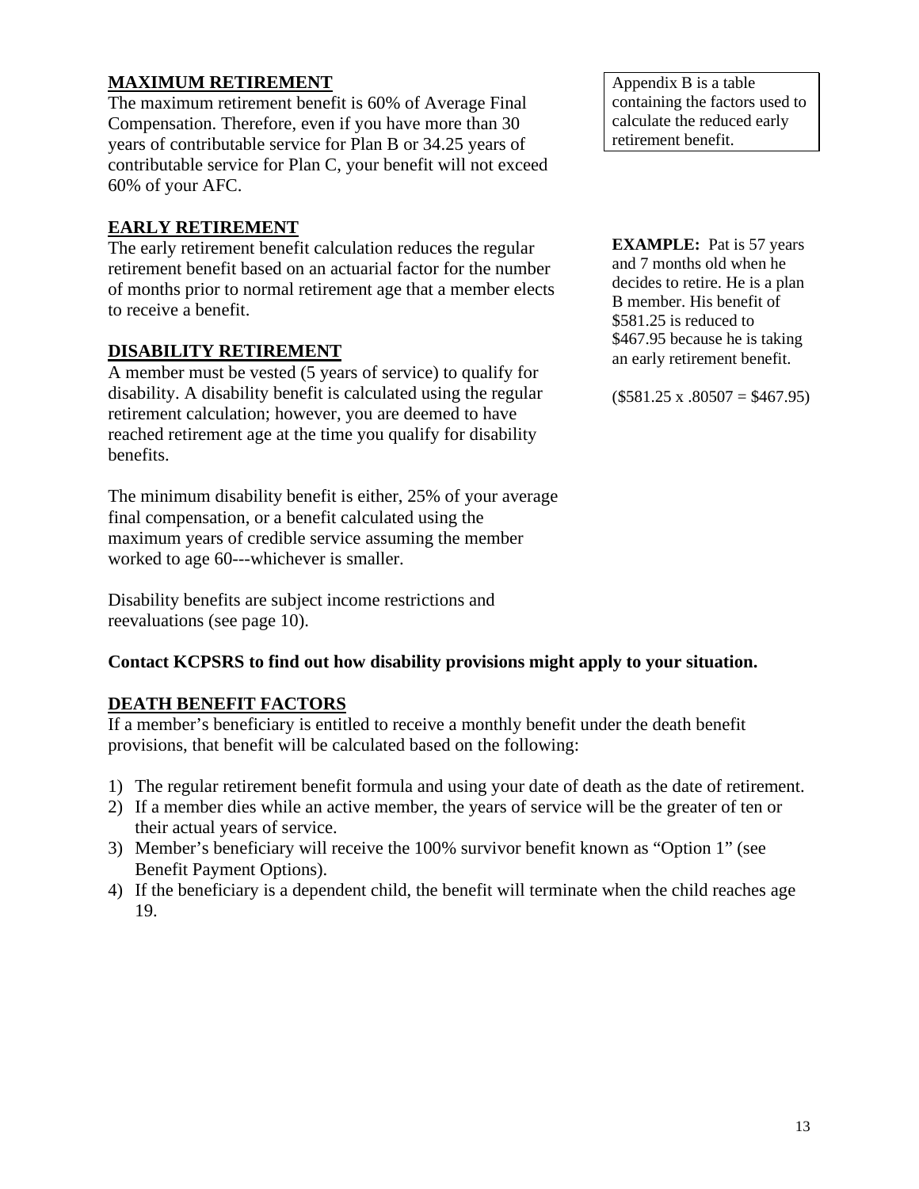## MAXIMUM RETIREMENT

The maximum retirement benefit is 60% of Average Final Compensation. Therefore, even if you have more than 30 years of contributable service for Plan B or 34.25 years of contributable service for Plan C, your benefit will not exceed 60% of your AFC.

Appendix B is a table containing the factors used to calculate the reduced early retirement benefit.

## EARLY RETIREMENT

The early retirement benefit calculation reduces the regular retirement benefit based on an actuarial factor for the number of months prior to normal retirement age that a member elects to receive a benefit.

**EXAMPLE:** Pat is 57 years and 7 months old when he decides to retire. He is a plan B member. His benefit of $581.25 is reduced to $467.95 because he is taking an early retirement benefit.

($581.25 x .80507 = $467.95)

## DISABILITY RETIREMENT

A member must be vested (5 years of service) to qualify for disability. A disability benefit is calculated using the regular retirement calculation; however, you are deemed to have reached retirement age at the time you qualify for disability benefits.

The minimum disability benefit is either, 25% of your average final compensation, or a benefit calculated using the maximum years of credible service assuming the member worked to age 60---whichever is smaller.

Disability benefits are subject income restrictions and reevaluations (see page 10).

**Contact KCPSRS to find out how disability provisions might apply to your situation.**

## DEATH BENEFIT FACTORS

If a member's beneficiary is entitled to receive a monthly benefit under the death benefit provisions, that benefit will be calculated based on the following:

1) The regular retirement benefit formula and using your date of death as the date of retirement.
2) If a member dies while an active member, the years of service will be the greater of ten or their actual years of service.
3) Member's beneficiary will receive the 100% survivor benefit known as "Option 1" (see Benefit Payment Options).
4) If the beneficiary is a dependent child, the benefit will terminate when the child reaches age 19.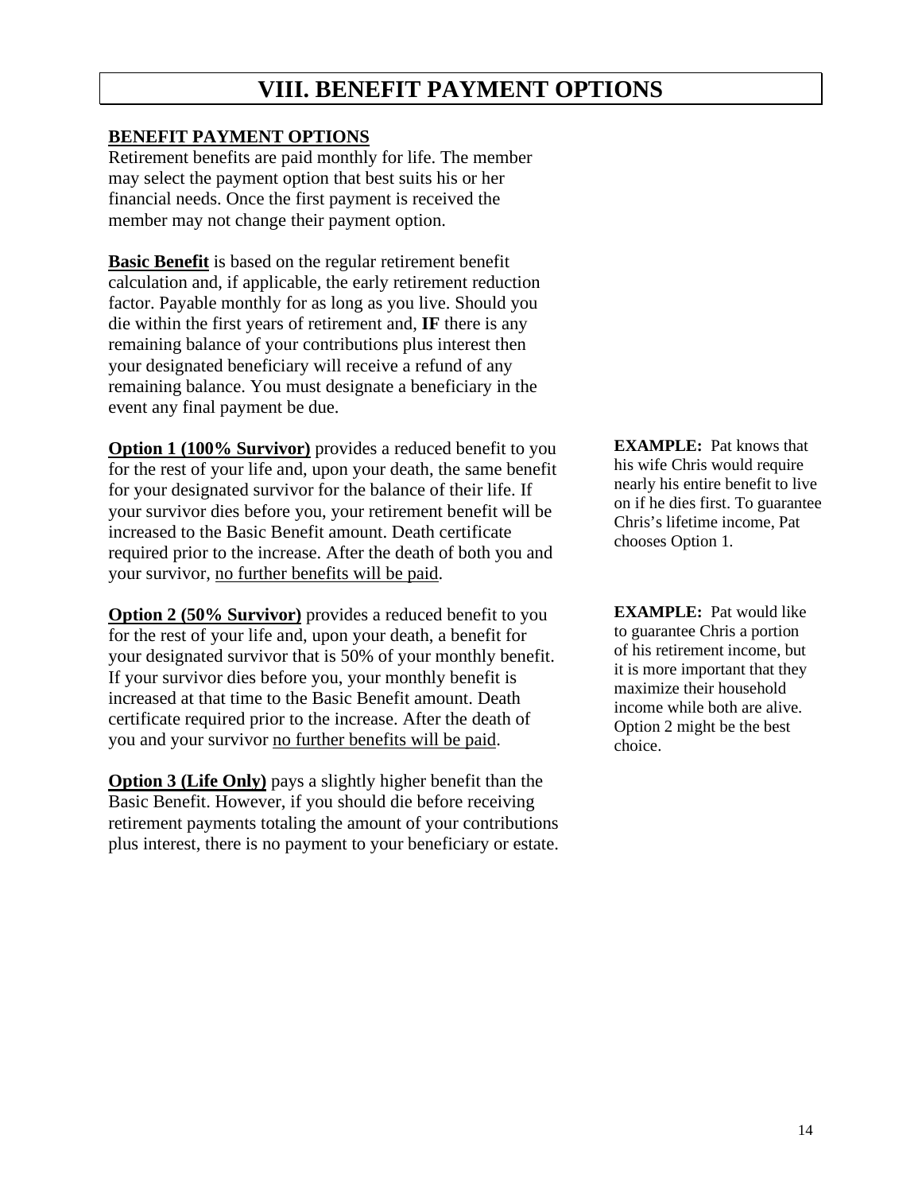# VIII. BENEFIT PAYMENT OPTIONS

**BENEFIT PAYMENT OPTIONS**

Retirement benefits are paid monthly for life. The member may select the payment option that best suits his or her financial needs. Once the first payment is received the member may not change their payment option.

**Basic Benefit** is based on the regular retirement benefit calculation and, if applicable, the early retirement reduction factor. Payable monthly for as long as you live. Should you die within the first years of retirement and, **IF** there is any remaining balance of your contributions plus interest then your designated beneficiary will receive a refund of any remaining balance. You must designate a beneficiary in the event any final payment be due.

**Option 1 (100% Survivor)** provides a reduced benefit to you for the rest of your life and, upon your death, the same benefit for your designated survivor for the balance of their life. If your survivor dies before you, your retirement benefit will be increased to the Basic Benefit amount. Death certificate required prior to the increase. After the death of both you and your survivor, no further benefits will be paid.

**EXAMPLE:** Pat knows that his wife Chris would require nearly his entire benefit to live on if he dies first. To guarantee Chris's lifetime income, Pat chooses Option 1.

**Option 2 (50% Survivor)** provides a reduced benefit to you for the rest of your life and, upon your death, a benefit for your designated survivor that is 50% of your monthly benefit. If your survivor dies before you, your monthly benefit is increased at that time to the Basic Benefit amount. Death certificate required prior to the increase. After the death of you and your survivor no further benefits will be paid.

**EXAMPLE:** Pat would like to guarantee Chris a portion of his retirement income, but it is more important that they maximize their household income while both are alive. Option 2 might be the best choice.

**Option 3 (Life Only)** pays a slightly higher benefit than the Basic Benefit. However, if you should die before receiving retirement payments totaling the amount of your contributions plus interest, there is no payment to your beneficiary or estate.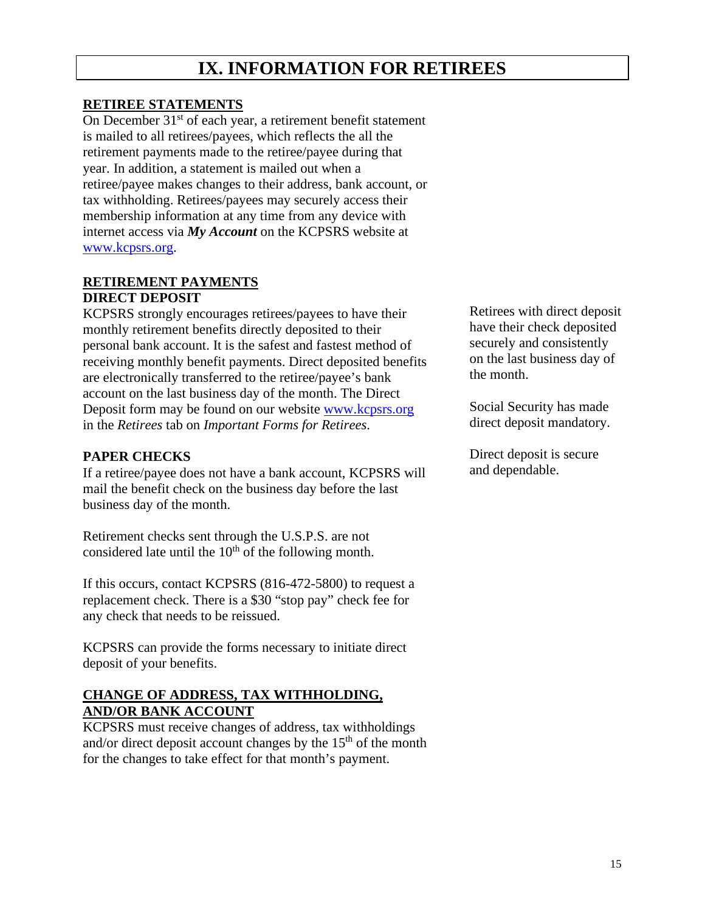# IX. INFORMATION FOR RETIREES

## RETIREE STATEMENTS

On December 31st of each year, a retirement benefit statement is mailed to all retirees/payees, which reflects the all the retirement payments made to the retiree/payee during that year. In addition, a statement is mailed out when a retiree/payee makes changes to their address, bank account, or tax withholding. Retirees/payees may securely access their membership information at any time from any device with internet access via ***My Account*** on the KCPSRS website at www.kcpsrs.org.

## RETIREMENT PAYMENTS

### DIRECT DEPOSIT

KCPSRS strongly encourages retirees/payees to have their monthly retirement benefits directly deposited to their personal bank account. It is the safest and fastest method of receiving monthly benefit payments. Direct deposited benefits are electronically transferred to the retiree/payee's bank account on the last business day of the month. The Direct Deposit form may be found on our website www.kcpsrs.org in the *Retirees* tab on *Important Forms for Retirees*.

Retirees with direct deposit have their check deposited securely and consistently on the last business day of the month.

Social Security has made direct deposit mandatory.

Direct deposit is secure and dependable.

### PAPER CHECKS

If a retiree/payee does not have a bank account, KCPSRS will mail the benefit check on the business day before the last business day of the month.

Retirement checks sent through the U.S.P.S. are not considered late until the 10th of the following month.

If this occurs, contact KCPSRS (816-472-5800) to request a replacement check. There is a $30 "stop pay" check fee for any check that needs to be reissued.

KCPSRS can provide the forms necessary to initiate direct deposit of your benefits.

## CHANGE OF ADDRESS, TAX WITHHOLDING, AND/OR BANK ACCOUNT

KCPSRS must receive changes of address, tax withholdings and/or direct deposit account changes by the 15th of the month for the changes to take effect for that month's payment.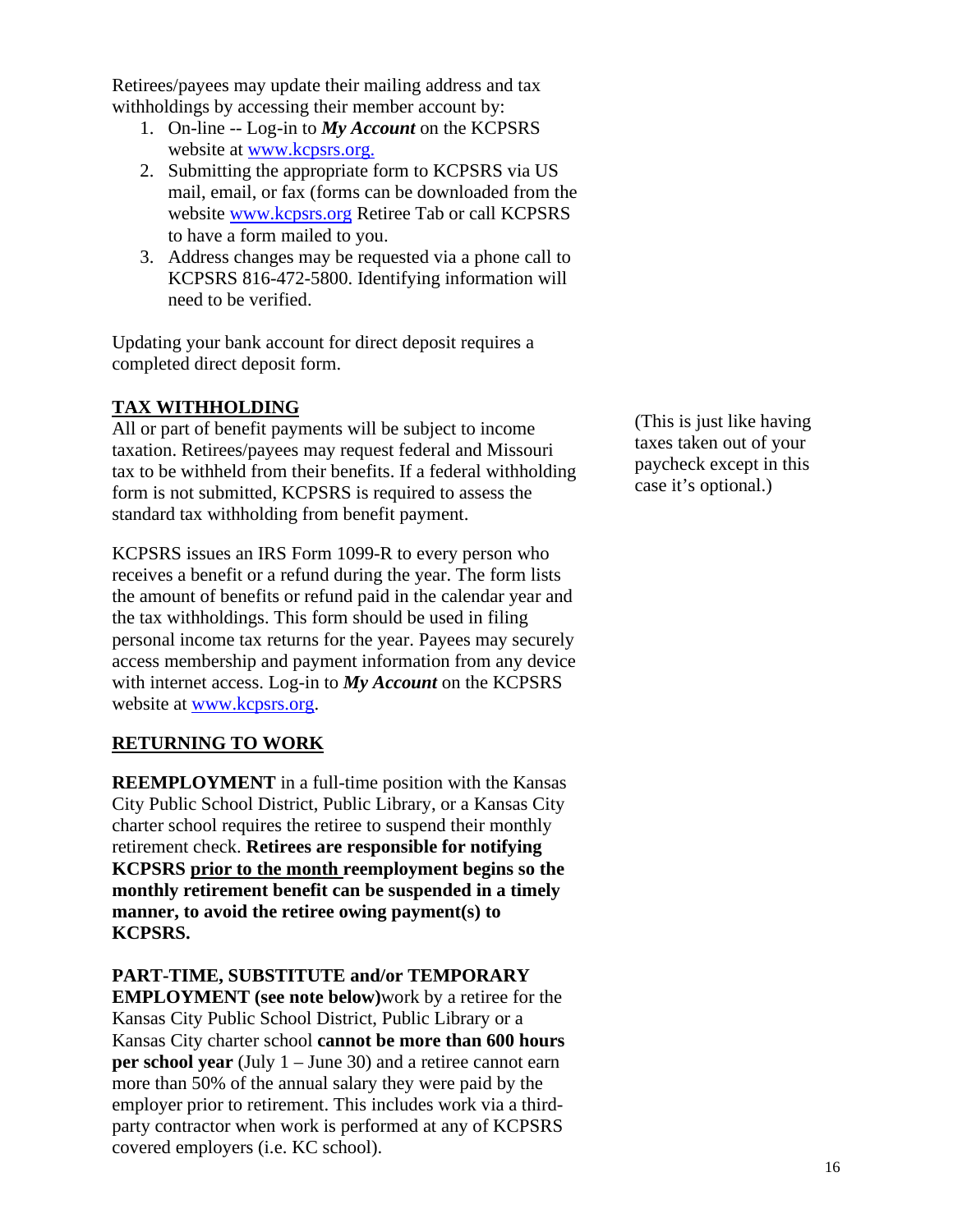Retirees/payees may update their mailing address and tax withholdings by accessing their member account by:

1. On-line -- Log-in to ***My Account*** on the KCPSRS website at [www.kcpsrs.org.](http://www.kcpsrs.org)
2. Submitting the appropriate form to KCPSRS via US mail, email, or fax (forms can be downloaded from the website [www.kcpsrs.org](http://www.kcpsrs.org) Retiree Tab or call KCPSRS to have a form mailed to you.
3. Address changes may be requested via a phone call to KCPSRS 816-472-5800. Identifying information will need to be verified.

Updating your bank account for direct deposit requires a completed direct deposit form.

## TAX WITHHOLDING

All or part of benefit payments will be subject to income taxation. Retirees/payees may request federal and Missouri tax to be withheld from their benefits. If a federal withholding form is not submitted, KCPSRS is required to assess the standard tax withholding from benefit payment.

(This is just like having taxes taken out of your paycheck except in this case it's optional.)

KCPSRS issues an IRS Form 1099-R to every person who receives a benefit or a refund during the year. The form lists the amount of benefits or refund paid in the calendar year and the tax withholdings. This form should be used in filing personal income tax returns for the year. Payees may securely access membership and payment information from any device with internet access. Log-in to ***My Account*** on the KCPSRS website at [www.kcpsrs.org](http://www.kcpsrs.org).

## RETURNING TO WORK

**REEMPLOYMENT** in a full-time position with the Kansas City Public School District, Public Library, or a Kansas City charter school requires the retiree to suspend their monthly retirement check. **Retirees are responsible for notifying KCPSRS prior to the month reemployment begins so the monthly retirement benefit can be suspended in a timely manner, to avoid the retiree owing payment(s) to KCPSRS.**

**PART-TIME, SUBSTITUTE and/or TEMPORARY EMPLOYMENT (see note below)** work by a retiree for the Kansas City Public School District, Public Library or a Kansas City charter school **cannot be more than 600 hours per school year** (July 1 – June 30) and a retiree cannot earn more than 50% of the annual salary they were paid by the employer prior to retirement. This includes work via a third-party contractor when work is performed at any of KCPSRS covered employers (i.e. KC school).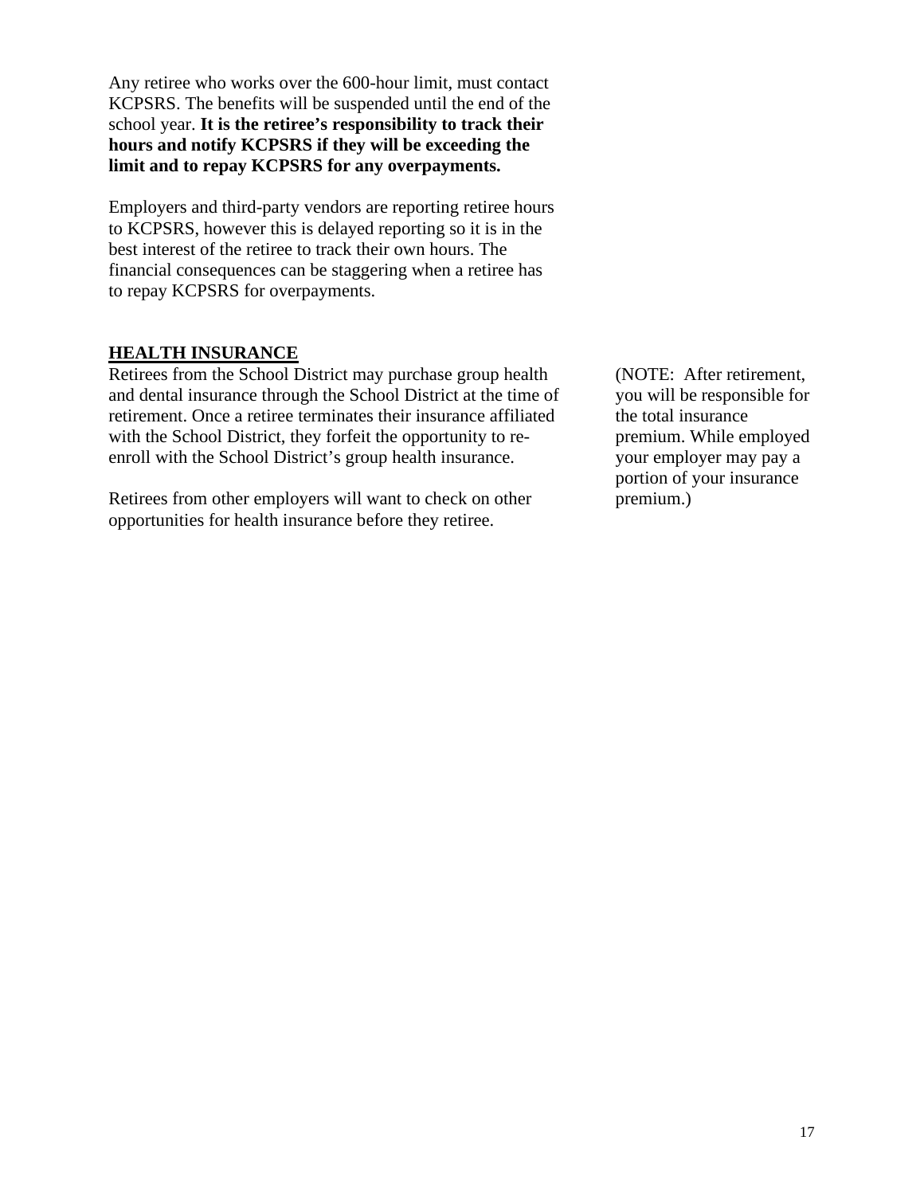Any retiree who works over the 600-hour limit, must contact KCPSRS. The benefits will be suspended until the end of the school year. **It is the retiree's responsibility to track their hours and notify KCPSRS if they will be exceeding the limit and to repay KCPSRS for any overpayments.**

Employers and third-party vendors are reporting retiree hours to KCPSRS, however this is delayed reporting so it is in the best interest of the retiree to track their own hours. The financial consequences can be staggering when a retiree has to repay KCPSRS for overpayments.

## HEALTH INSURANCE

Retirees from the School District may purchase group health and dental insurance through the School District at the time of retirement. Once a retiree terminates their insurance affiliated with the School District, they forfeit the opportunity to re-enroll with the School District's group health insurance.

Retirees from other employers will want to check on other opportunities for health insurance before they retiree.

(NOTE: After retirement, you will be responsible for the total insurance premium. While employed your employer may pay a portion of your insurance premium.)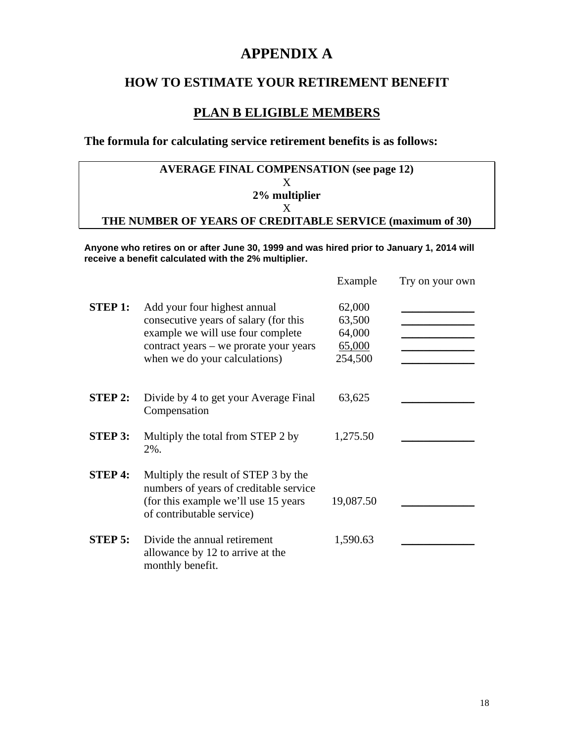# APPENDIX A

## HOW TO ESTIMATE YOUR RETIREMENT BENEFIT

## <u>PLAN B ELIGIBLE MEMBERS</u>

**The formula for calculating service retirement benefits is as follows:**

> **AVERAGE FINAL COMPENSATION (see page 12)**
> X
> **2% multiplier**
> X
> **THE NUMBER OF YEARS OF CREDITABLE SERVICE (maximum of 30)**

**Anyone who retires on or after June 30, 1999 and was hired prior to January 1, 2014 will receive a benefit calculated with the 2% multiplier.**

| | | Example | Try on your own |
|---|---|---|---|
| **STEP 1:** | Add your four highest annual consecutive years of salary (for this example we will use four complete contract years – we prorate your years when we do your calculations) | 62,000<br>63,500<br>64,000<br><u>65,000</u><br>254,500 | \_\_\_\_\_\_\_\_\_\_<br>\_\_\_\_\_\_\_\_\_\_<br>\_\_\_\_\_\_\_\_\_\_<br>\_\_\_\_\_\_\_\_\_\_<br>\_\_\_\_\_\_\_\_\_\_ |
| **STEP 2:** | Divide by 4 to get your Average Final Compensation | 63,625 | \_\_\_\_\_\_\_\_\_\_ |
| **STEP 3:** | Multiply the total from STEP 2 by 2%. | 1,275.50 | \_\_\_\_\_\_\_\_\_\_ |
| **STEP 4:** | Multiply the result of STEP 3 by the numbers of years of creditable service (for this example we'll use 15 years of contributable service) | 19,087.50 | \_\_\_\_\_\_\_\_\_\_ |
| **STEP 5:** | Divide the annual retirement allowance by 12 to arrive at the monthly benefit. | 1,590.63 | \_\_\_\_\_\_\_\_\_\_ |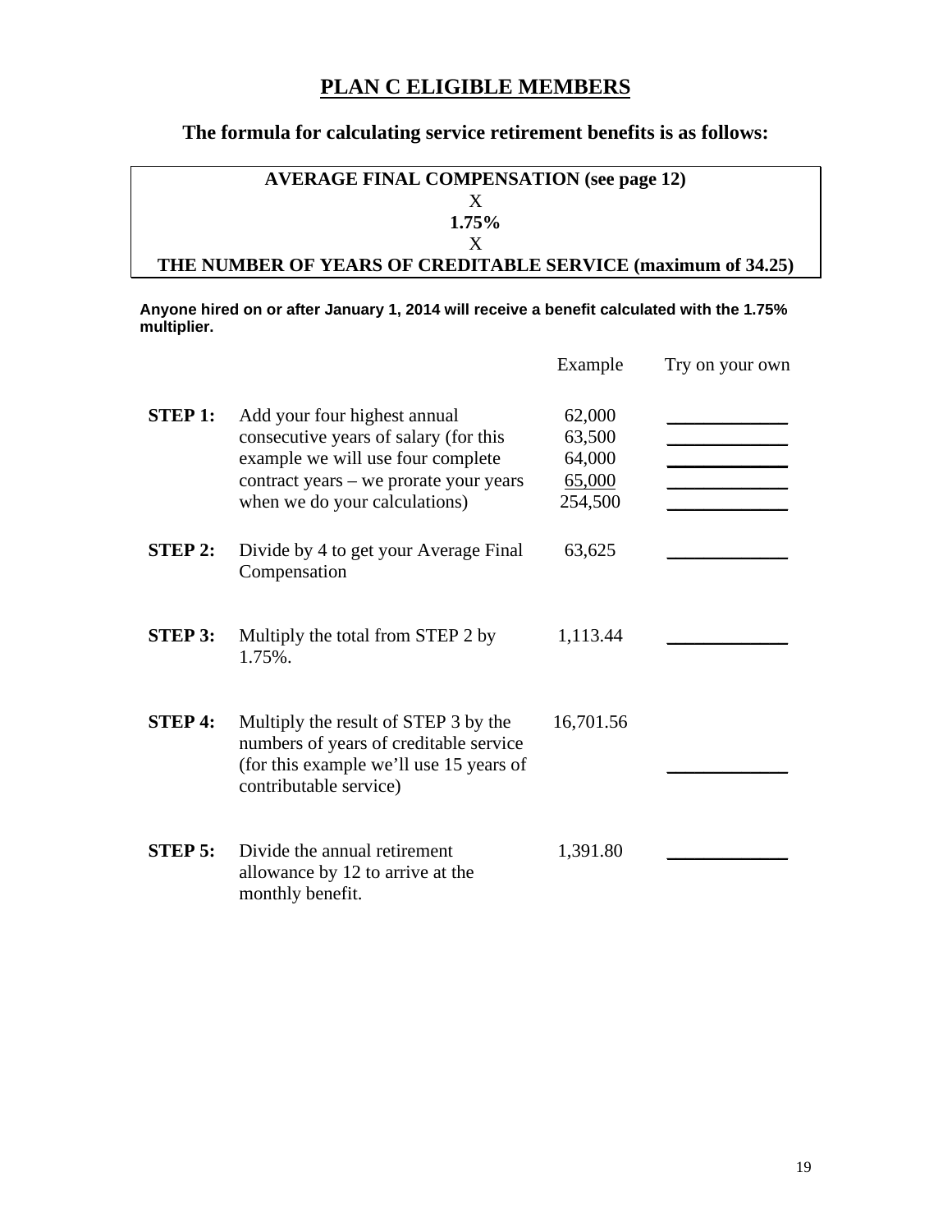# PLAN C ELIGIBLE MEMBERS

## The formula for calculating service retirement benefits is as follows:

| **AVERAGE FINAL COMPENSATION (see page 12)** |
|---|
| X |
| **1.75%** |
| X |
| **THE NUMBER OF YEARS OF CREDITABLE SERVICE (maximum of 34.25)** |

**Anyone hired on or after January 1, 2014 will receive a benefit calculated with the 1.75% multiplier.**

| | | Example | Try on your own |
|---|---|---|---|
| **STEP 1:** | Add your four highest annual consecutive years of salary (for this example we will use four complete contract years – we prorate your years when we do your calculations) | 62,000<br>63,500<br>64,000<br>65,000<br>254,500 | \_\_\_\_\_\_\_\_\_\_<br>\_\_\_\_\_\_\_\_\_\_<br>\_\_\_\_\_\_\_\_\_\_<br>\_\_\_\_\_\_\_\_\_\_<br>\_\_\_\_\_\_\_\_\_\_ |
| **STEP 2:** | Divide by 4 to get your Average Final Compensation | 63,625 | \_\_\_\_\_\_\_\_\_\_ |
| **STEP 3:** | Multiply the total from STEP 2 by 1.75%. | 1,113.44 | \_\_\_\_\_\_\_\_\_\_ |
| **STEP 4:** | Multiply the result of STEP 3 by the numbers of years of creditable service (for this example we'll use 15 years of contributable service) | 16,701.56 | \_\_\_\_\_\_\_\_\_\_ |
| **STEP 5:** | Divide the annual retirement allowance by 12 to arrive at the monthly benefit. | 1,391.80 | \_\_\_\_\_\_\_\_\_\_ |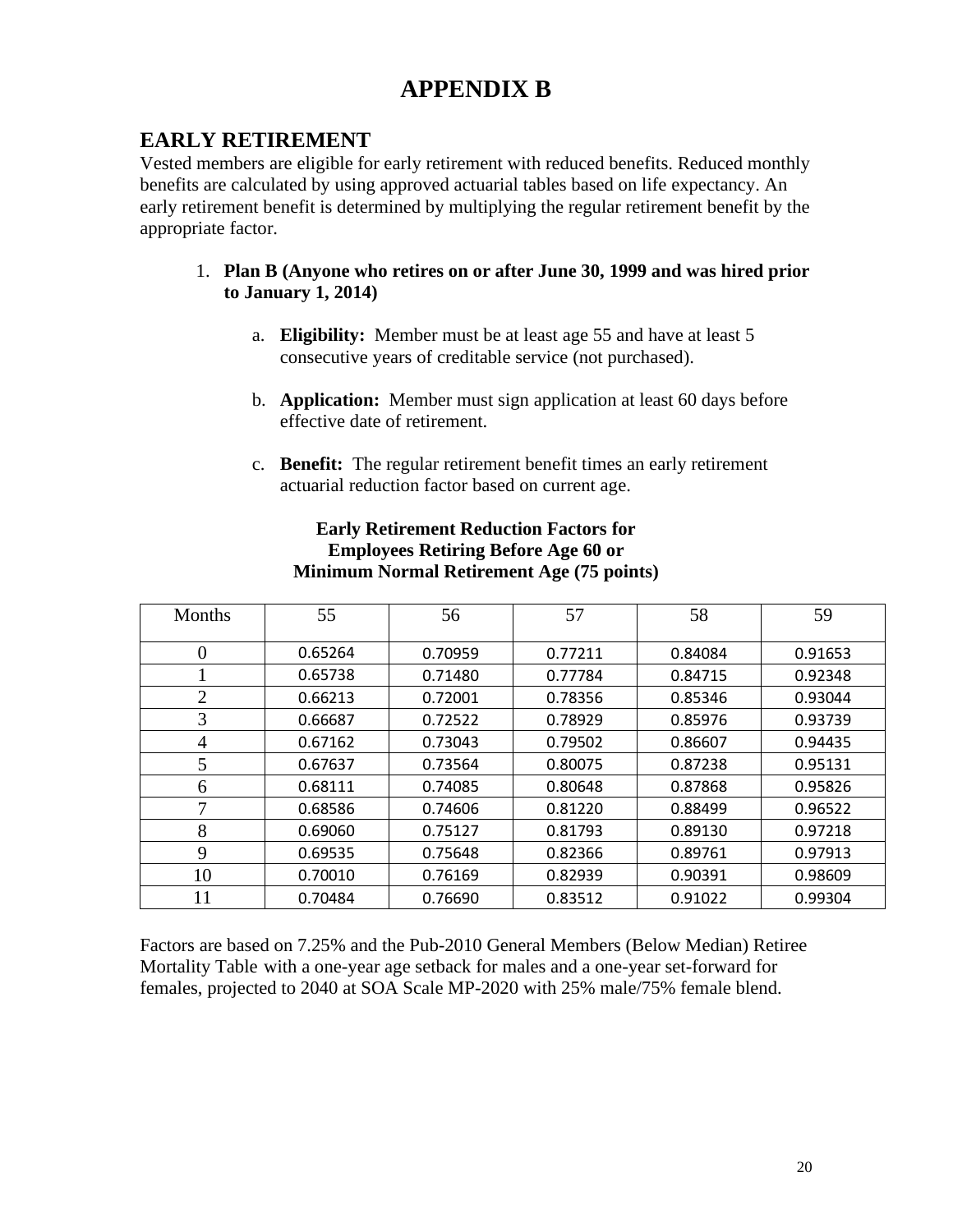# APPENDIX B

## EARLY RETIREMENT

Vested members are eligible for early retirement with reduced benefits. Reduced monthly benefits are calculated by using approved actuarial tables based on life expectancy. An early retirement benefit is determined by multiplying the regular retirement benefit by the appropriate factor.

1. **Plan B (Anyone who retires on or after June 30, 1999 and was hired prior to January 1, 2014)**

   a. **Eligibility:** Member must be at least age 55 and have at least 5 consecutive years of creditable service (not purchased).

   b. **Application:** Member must sign application at least 60 days before effective date of retirement.

   c. **Benefit:** The regular retirement benefit times an early retirement actuarial reduction factor based on current age.

**Early Retirement Reduction Factors for Employees Retiring Before Age 60 or Minimum Normal Retirement Age (75 points)**

| Months | 55 | 56 | 57 | 58 | 59 |
|---|---|---|---|---|---|
| 0 | 0.65264 | 0.70959 | 0.77211 | 0.84084 | 0.91653 |
| 1 | 0.65738 | 0.71480 | 0.77784 | 0.84715 | 0.92348 |
| 2 | 0.66213 | 0.72001 | 0.78356 | 0.85346 | 0.93044 |
| 3 | 0.66687 | 0.72522 | 0.78929 | 0.85976 | 0.93739 |
| 4 | 0.67162 | 0.73043 | 0.79502 | 0.86607 | 0.94435 |
| 5 | 0.67637 | 0.73564 | 0.80075 | 0.87238 | 0.95131 |
| 6 | 0.68111 | 0.74085 | 0.80648 | 0.87868 | 0.95826 |
| 7 | 0.68586 | 0.74606 | 0.81220 | 0.88499 | 0.96522 |
| 8 | 0.69060 | 0.75127 | 0.81793 | 0.89130 | 0.97218 |
| 9 | 0.69535 | 0.75648 | 0.82366 | 0.89761 | 0.97913 |
| 10 | 0.70010 | 0.76169 | 0.82939 | 0.90391 | 0.98609 |
| 11 | 0.70484 | 0.76690 | 0.83512 | 0.91022 | 0.99304 |

Factors are based on 7.25% and the Pub-2010 General Members (Below Median) Retiree Mortality Table with a one-year age setback for males and a one-year set-forward for females, projected to 2040 at SOA Scale MP-2020 with 25% male/75% female blend.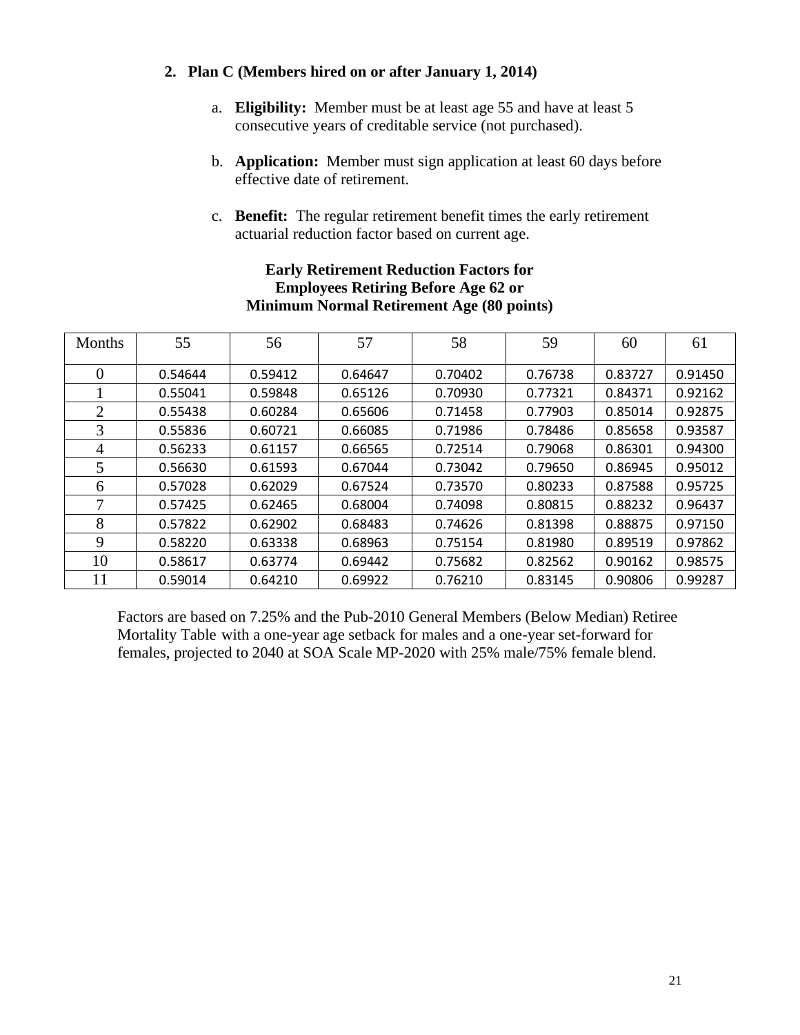2. **Plan C (Members hired on or after January 1, 2014)**

    a. **Eligibility:** Member must be at least age 55 and have at least 5 consecutive years of creditable service (not purchased).

    b. **Application:** Member must sign application at least 60 days before effective date of retirement.

    c. **Benefit:** The regular retirement benefit times the early retirement actuarial reduction factor based on current age.

**Early Retirement Reduction Factors for Employees Retiring Before Age 62 or Minimum Normal Retirement Age (80 points)**

| Months | 55 | 56 | 57 | 58 | 59 | 60 | 61 |
|---|---|---|---|---|---|---|---|
| 0 | 0.54644 | 0.59412 | 0.64647 | 0.70402 | 0.76738 | 0.83727 | 0.91450 |
| 1 | 0.55041 | 0.59848 | 0.65126 | 0.70930 | 0.77321 | 0.84371 | 0.92162 |
| 2 | 0.55438 | 0.60284 | 0.65606 | 0.71458 | 0.77903 | 0.85014 | 0.92875 |
| 3 | 0.55836 | 0.60721 | 0.66085 | 0.71986 | 0.78486 | 0.85658 | 0.93587 |
| 4 | 0.56233 | 0.61157 | 0.66565 | 0.72514 | 0.79068 | 0.86301 | 0.94300 |
| 5 | 0.56630 | 0.61593 | 0.67044 | 0.73042 | 0.79650 | 0.86945 | 0.95012 |
| 6 | 0.57028 | 0.62029 | 0.67524 | 0.73570 | 0.80233 | 0.87588 | 0.95725 |
| 7 | 0.57425 | 0.62465 | 0.68004 | 0.74098 | 0.80815 | 0.88232 | 0.96437 |
| 8 | 0.57822 | 0.62902 | 0.68483 | 0.74626 | 0.81398 | 0.88875 | 0.97150 |
| 9 | 0.58220 | 0.63338 | 0.68963 | 0.75154 | 0.81980 | 0.89519 | 0.97862 |
| 10 | 0.58617 | 0.63774 | 0.69442 | 0.75682 | 0.82562 | 0.90162 | 0.98575 |
| 11 | 0.59014 | 0.64210 | 0.69922 | 0.76210 | 0.83145 | 0.90806 | 0.99287 |

Factors are based on 7.25% and the Pub-2010 General Members (Below Median) Retiree Mortality Table with a one-year age setback for males and a one-year set-forward for females, projected to 2040 at SOA Scale MP-2020 with 25% male/75% female blend.